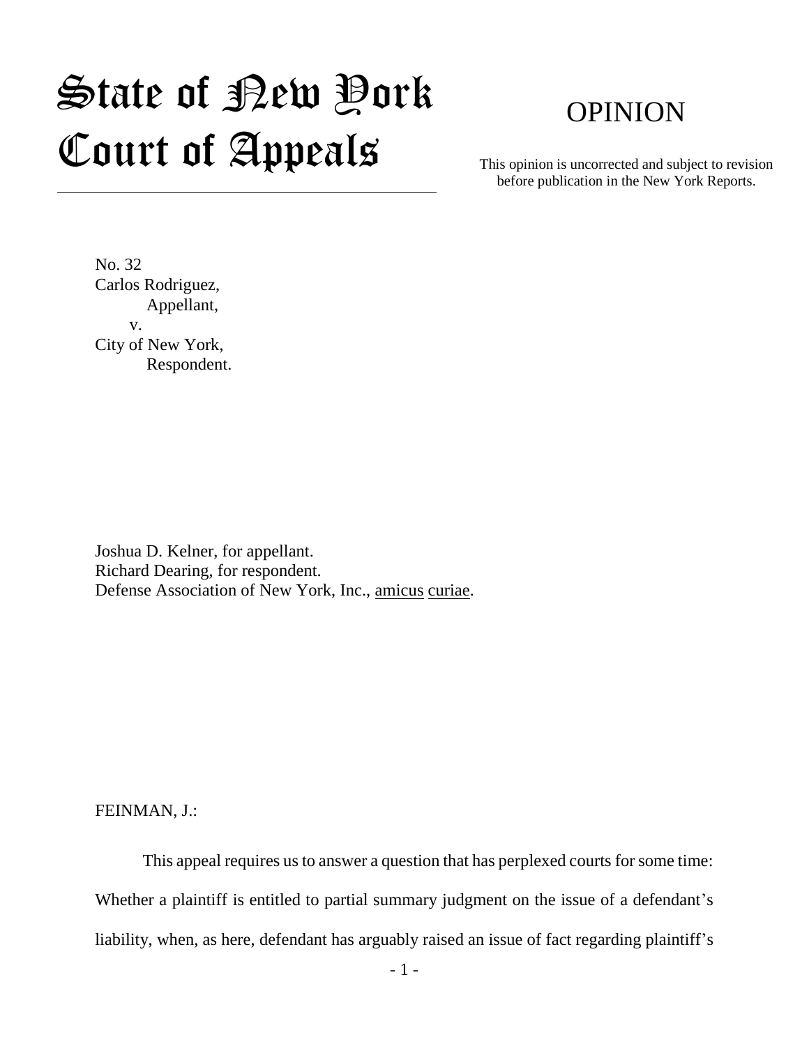# State of New York Court of Appeals

## OPINION

This opinion is uncorrected and subject to revision before publication in the New York Reports.

No. 32
Carlos Rodriguez,
Appellant,
v.
City of New York,
Respondent.

Joshua D. Kelner, for appellant.
Richard Dearing, for respondent.
Defense Association of New York, Inc., amicus curiae.

FEINMAN, J.:

This appeal requires us to answer a question that has perplexed courts for some time: Whether a plaintiff is entitled to partial summary judgment on the issue of a defendant's liability, when, as here, defendant has arguably raised an issue of fact regarding plaintiff's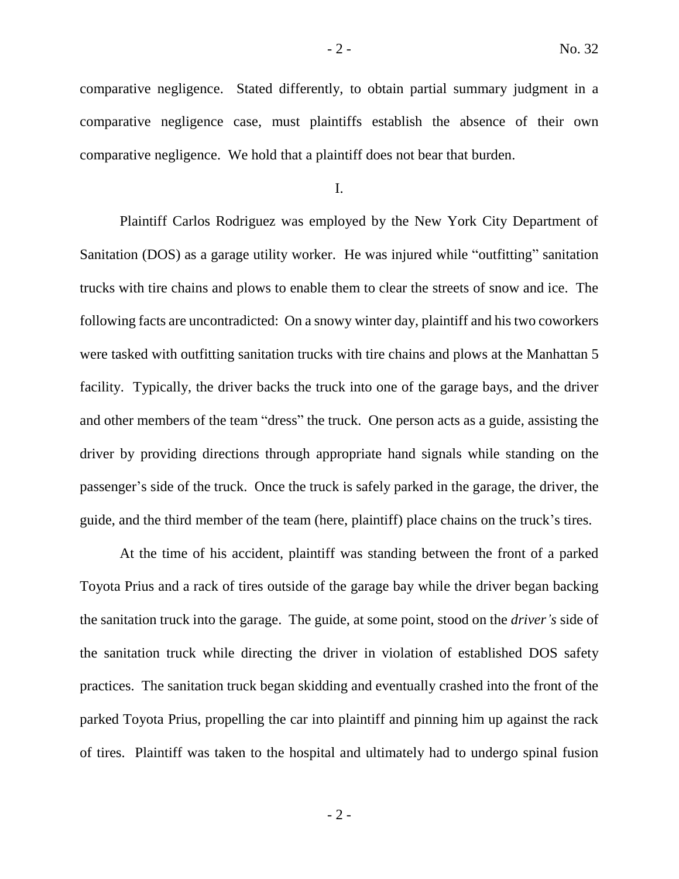comparative negligence. Stated differently, to obtain partial summary judgment in a comparative negligence case, must plaintiffs establish the absence of their own comparative negligence. We hold that a plaintiff does not bear that burden.

## I.

Plaintiff Carlos Rodriguez was employed by the New York City Department of Sanitation (DOS) as a garage utility worker. He was injured while "outfitting" sanitation trucks with tire chains and plows to enable them to clear the streets of snow and ice. The following facts are uncontradicted: On a snowy winter day, plaintiff and his two coworkers were tasked with outfitting sanitation trucks with tire chains and plows at the Manhattan 5 facility. Typically, the driver backs the truck into one of the garage bays, and the driver and other members of the team "dress" the truck. One person acts as a guide, assisting the driver by providing directions through appropriate hand signals while standing on the passenger's side of the truck. Once the truck is safely parked in the garage, the driver, the guide, and the third member of the team (here, plaintiff) place chains on the truck's tires.

At the time of his accident, plaintiff was standing between the front of a parked Toyota Prius and a rack of tires outside of the garage bay while the driver began backing the sanitation truck into the garage. The guide, at some point, stood on the *driver's* side of the sanitation truck while directing the driver in violation of established DOS safety practices. The sanitation truck began skidding and eventually crashed into the front of the parked Toyota Prius, propelling the car into plaintiff and pinning him up against the rack of tires. Plaintiff was taken to the hospital and ultimately had to undergo spinal fusion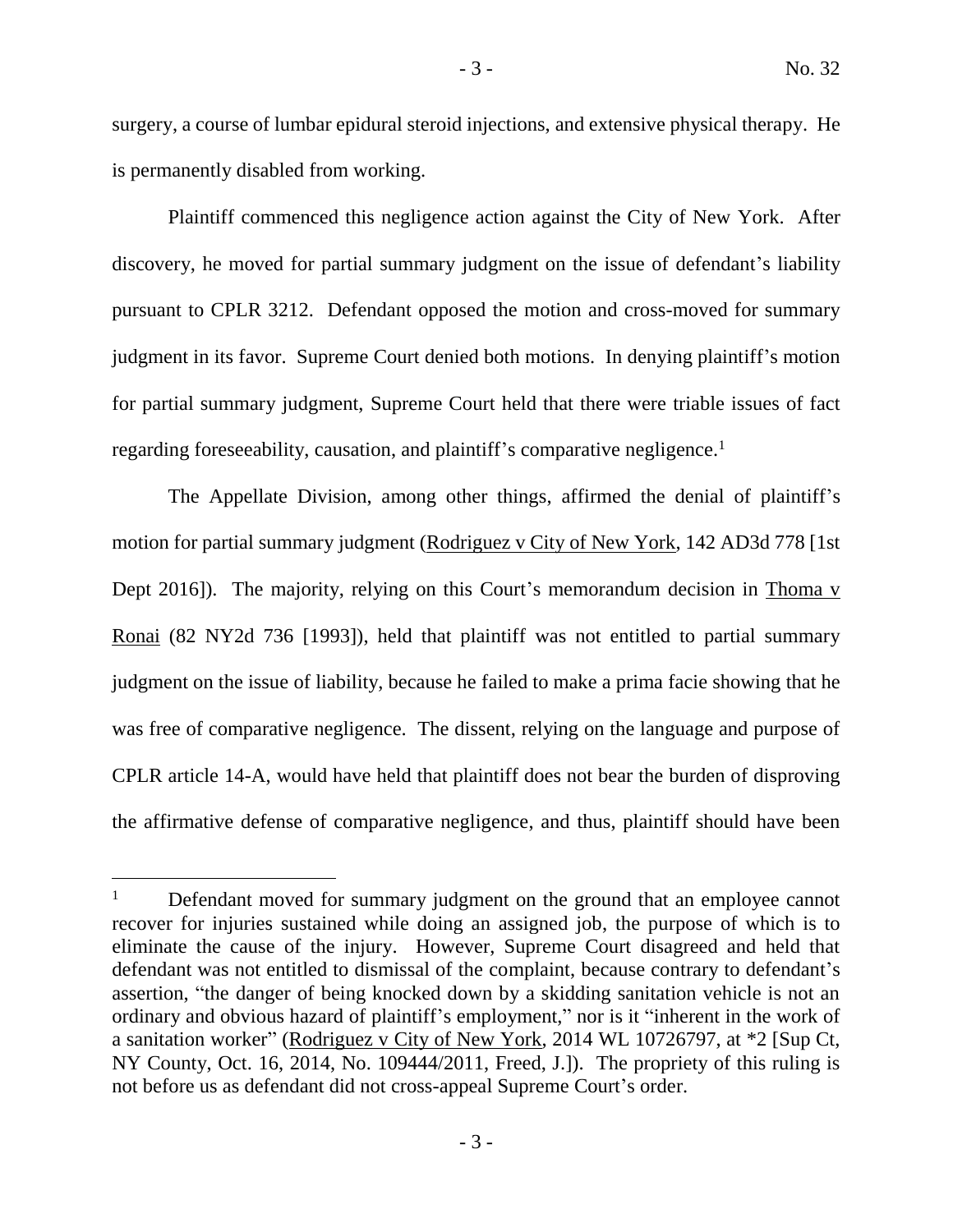surgery, a course of lumbar epidural steroid injections, and extensive physical therapy. He is permanently disabled from working.

Plaintiff commenced this negligence action against the City of New York. After discovery, he moved for partial summary judgment on the issue of defendant's liability pursuant to CPLR 3212. Defendant opposed the motion and cross-moved for summary judgment in its favor. Supreme Court denied both motions. In denying plaintiff's motion for partial summary judgment, Supreme Court held that there were triable issues of fact regarding foreseeability, causation, and plaintiff's comparative negligence.[1]

The Appellate Division, among other things, affirmed the denial of plaintiff's motion for partial summary judgment (Rodriguez v City of New York, 142 AD3d 778 [1st Dept 2016]). The majority, relying on this Court's memorandum decision in Thoma v Ronai (82 NY2d 736 [1993]), held that plaintiff was not entitled to partial summary judgment on the issue of liability, because he failed to make a prima facie showing that he was free of comparative negligence. The dissent, relying on the language and purpose of CPLR article 14-A, would have held that plaintiff does not bear the burden of disproving the affirmative defense of comparative negligence, and thus, plaintiff should have been

---

[1] Defendant moved for summary judgment on the ground that an employee cannot recover for injuries sustained while doing an assigned job, the purpose of which is to eliminate the cause of the injury. However, Supreme Court disagreed and held that defendant was not entitled to dismissal of the complaint, because contrary to defendant's assertion, "the danger of being knocked down by a skidding sanitation vehicle is not an ordinary and obvious hazard of plaintiff's employment," nor is it "inherent in the work of a sanitation worker" (Rodriguez v City of New York, 2014 WL 10726797, at *2 [Sup Ct, NY County, Oct. 16, 2014, No. 109444/2011, Freed, J.]). The propriety of this ruling is not before us as defendant did not cross-appeal Supreme Court's order.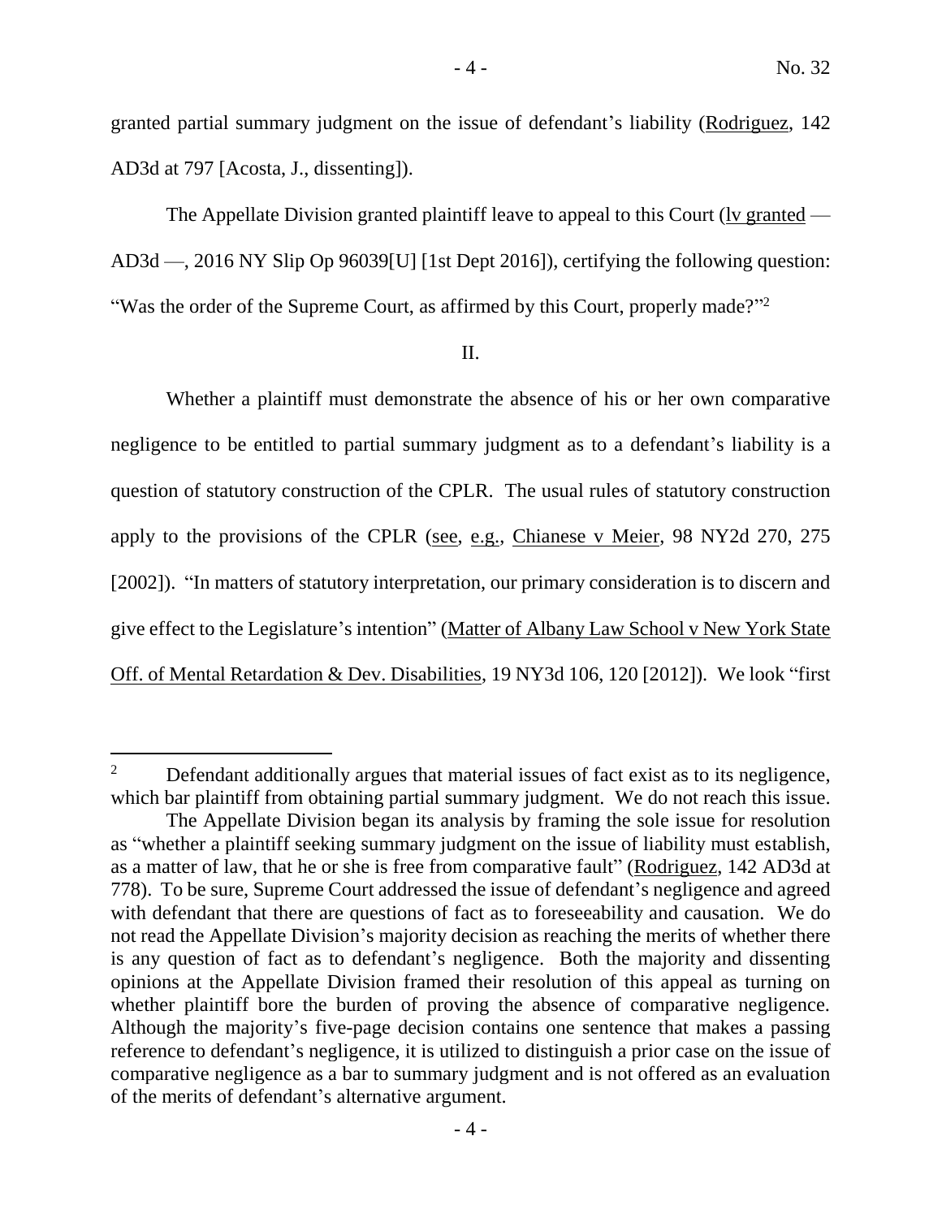granted partial summary judgment on the issue of defendant's liability (Rodriguez, 142 AD3d at 797 [Acosta, J., dissenting]).

The Appellate Division granted plaintiff leave to appeal to this Court (lv granted — AD3d —, 2016 NY Slip Op 96039[U] [1st Dept 2016]), certifying the following question: "Was the order of the Supreme Court, as affirmed by this Court, properly made?"[2]

## II.

Whether a plaintiff must demonstrate the absence of his or her own comparative negligence to be entitled to partial summary judgment as to a defendant's liability is a question of statutory construction of the CPLR. The usual rules of statutory construction apply to the provisions of the CPLR (see, e.g., Chianese v Meier, 98 NY2d 270, 275 [2002]). "In matters of statutory interpretation, our primary consideration is to discern and give effect to the Legislature's intention" (Matter of Albany Law School v New York State Off. of Mental Retardation & Dev. Disabilities, 19 NY3d 106, 120 [2012]). We look "first

---

[2] Defendant additionally argues that material issues of fact exist as to its negligence, which bar plaintiff from obtaining partial summary judgment. We do not reach this issue.

The Appellate Division began its analysis by framing the sole issue for resolution as "whether a plaintiff seeking summary judgment on the issue of liability must establish, as a matter of law, that he or she is free from comparative fault" (Rodriguez, 142 AD3d at 778). To be sure, Supreme Court addressed the issue of defendant's negligence and agreed with defendant that there are questions of fact as to foreseeability and causation. We do not read the Appellate Division's majority decision as reaching the merits of whether there is any question of fact as to defendant's negligence. Both the majority and dissenting opinions at the Appellate Division framed their resolution of this appeal as turning on whether plaintiff bore the burden of proving the absence of comparative negligence. Although the majority's five-page decision contains one sentence that makes a passing reference to defendant's negligence, it is utilized to distinguish a prior case on the issue of comparative negligence as a bar to summary judgment and is not offered as an evaluation of the merits of defendant's alternative argument.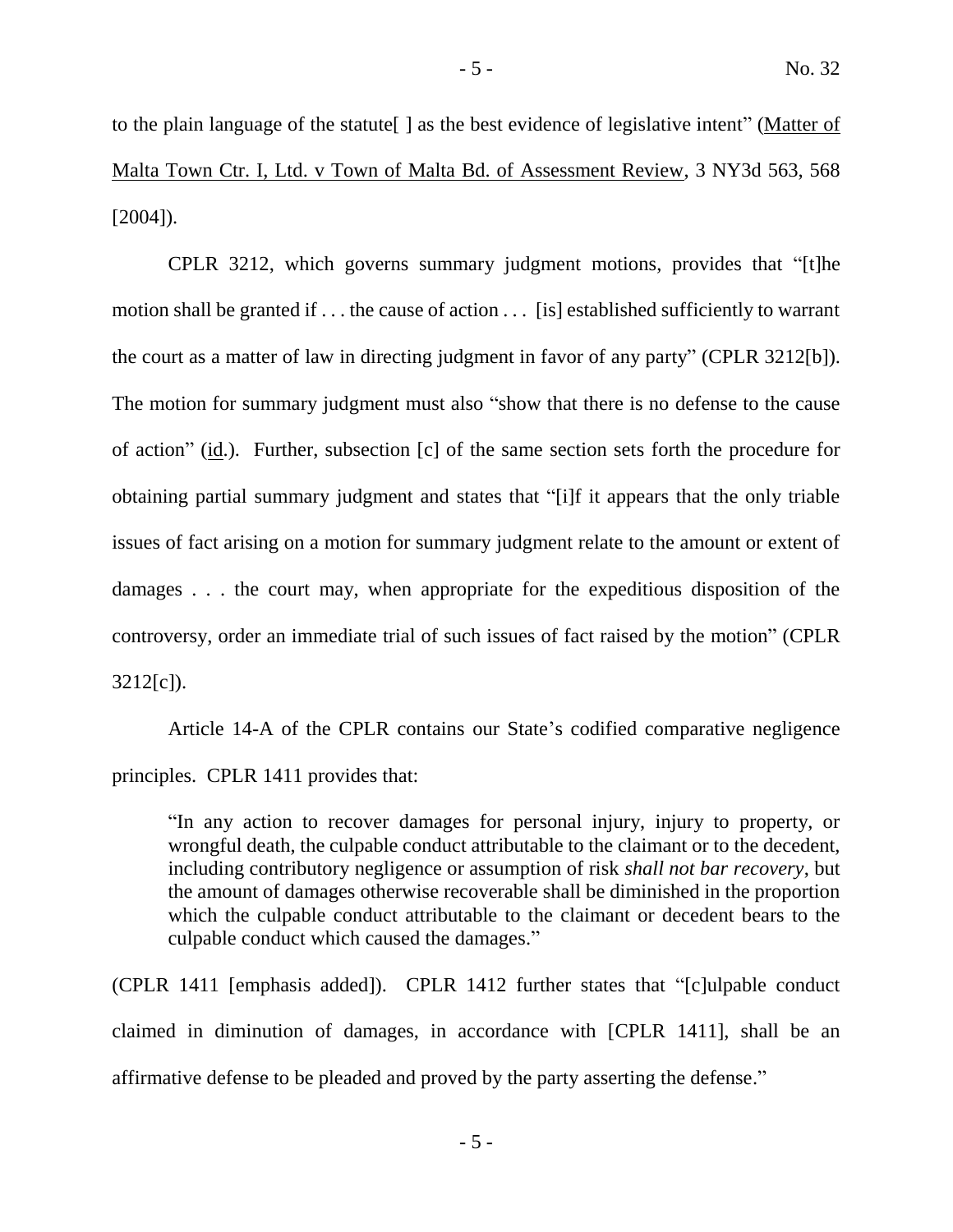to the plain language of the statute[ ] as the best evidence of legislative intent" (Matter of Malta Town Ctr. I, Ltd. v Town of Malta Bd. of Assessment Review, 3 NY3d 563, 568 [2004]).

CPLR 3212, which governs summary judgment motions, provides that "[t]he motion shall be granted if . . . the cause of action . . . [is] established sufficiently to warrant the court as a matter of law in directing judgment in favor of any party" (CPLR 3212[b]). The motion for summary judgment must also "show that there is no defense to the cause of action" (id.). Further, subsection [c] of the same section sets forth the procedure for obtaining partial summary judgment and states that "[i]f it appears that the only triable issues of fact arising on a motion for summary judgment relate to the amount or extent of damages . . . the court may, when appropriate for the expeditious disposition of the controversy, order an immediate trial of such issues of fact raised by the motion" (CPLR 3212[c]).

Article 14-A of the CPLR contains our State's codified comparative negligence principles. CPLR 1411 provides that:

> "In any action to recover damages for personal injury, injury to property, or wrongful death, the culpable conduct attributable to the claimant or to the decedent, including contributory negligence or assumption of risk *shall not bar recovery*, but the amount of damages otherwise recoverable shall be diminished in the proportion which the culpable conduct attributable to the claimant or decedent bears to the culpable conduct which caused the damages."

(CPLR 1411 [emphasis added]). CPLR 1412 further states that "[c]ulpable conduct claimed in diminution of damages, in accordance with [CPLR 1411], shall be an affirmative defense to be pleaded and proved by the party asserting the defense."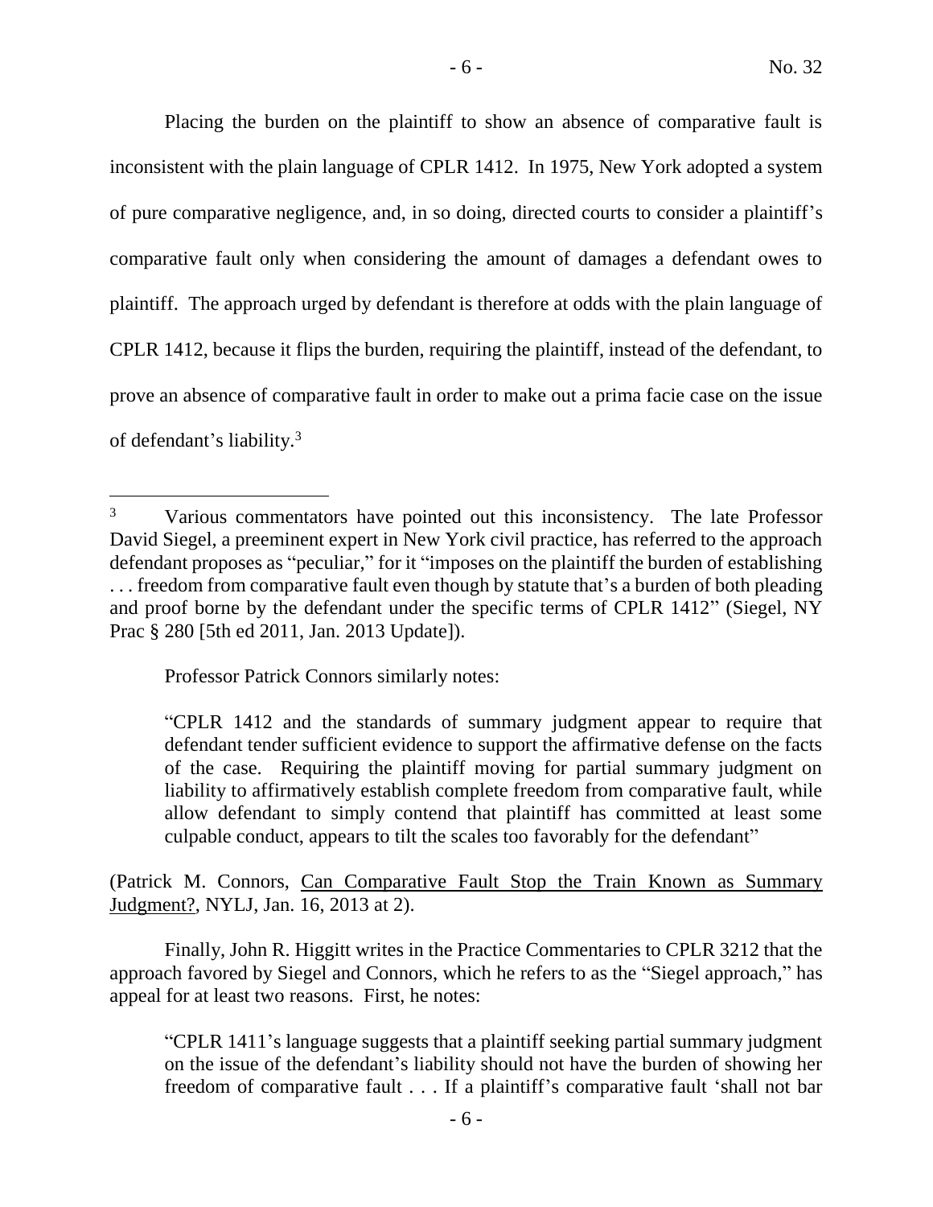Placing the burden on the plaintiff to show an absence of comparative fault is inconsistent with the plain language of CPLR 1412. In 1975, New York adopted a system of pure comparative negligence, and, in so doing, directed courts to consider a plaintiff's comparative fault only when considering the amount of damages a defendant owes to plaintiff. The approach urged by defendant is therefore at odds with the plain language of CPLR 1412, because it flips the burden, requiring the plaintiff, instead of the defendant, to prove an absence of comparative fault in order to make out a prima facie case on the issue of defendant's liability.[3]

---

[3] Various commentators have pointed out this inconsistency. The late Professor David Siegel, a preeminent expert in New York civil practice, has referred to the approach defendant proposes as "peculiar," for it "imposes on the plaintiff the burden of establishing . . . freedom from comparative fault even though by statute that's a burden of both pleading and proof borne by the defendant under the specific terms of CPLR 1412" (Siegel, NY Prac § 280 [5th ed 2011, Jan. 2013 Update]).

Professor Patrick Connors similarly notes:

> "CPLR 1412 and the standards of summary judgment appear to require that defendant tender sufficient evidence to support the affirmative defense on the facts of the case. Requiring the plaintiff moving for partial summary judgment on liability to affirmatively establish complete freedom from comparative fault, while allow defendant to simply contend that plaintiff has committed at least some culpable conduct, appears to tilt the scales too favorably for the defendant"

(Patrick M. Connors, Can Comparative Fault Stop the Train Known as Summary Judgment?, NYLJ, Jan. 16, 2013 at 2).

Finally, John R. Higgitt writes in the Practice Commentaries to CPLR 3212 that the approach favored by Siegel and Connors, which he refers to as the "Siegel approach," has appeal for at least two reasons. First, he notes:

> "CPLR 1411's language suggests that a plaintiff seeking partial summary judgment on the issue of the defendant's liability should not have the burden of showing her freedom of comparative fault . . . If a plaintiff's comparative fault 'shall not bar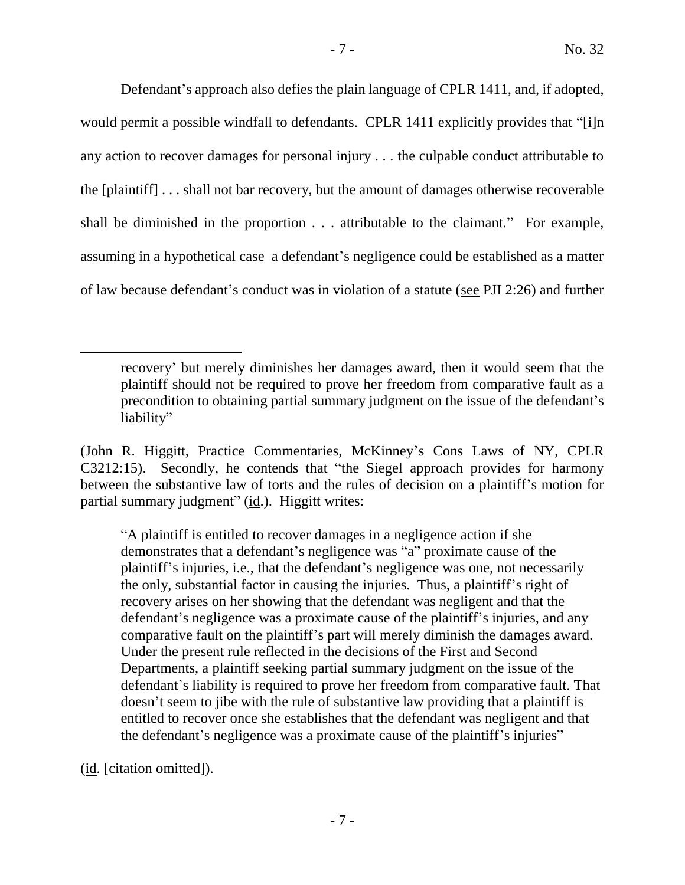Defendant's approach also defies the plain language of CPLR 1411, and, if adopted, would permit a possible windfall to defendants. CPLR 1411 explicitly provides that "[i]n any action to recover damages for personal injury . . . the culpable conduct attributable to the [plaintiff] . . . shall not bar recovery, but the amount of damages otherwise recoverable shall be diminished in the proportion . . . attributable to the claimant." For example, assuming in a hypothetical case a defendant's negligence could be established as a matter of law because defendant's conduct was in violation of a statute (see PJI 2:26) and further

---

> recovery' but merely diminishes her damages award, then it would seem that the plaintiff should not be required to prove her freedom from comparative fault as a precondition to obtaining partial summary judgment on the issue of the defendant's liability"

(John R. Higgitt, Practice Commentaries, McKinney's Cons Laws of NY, CPLR C3212:15). Secondly, he contends that "the Siegel approach provides for harmony between the substantive law of torts and the rules of decision on a plaintiff's motion for partial summary judgment" (id.). Higgitt writes:

> "A plaintiff is entitled to recover damages in a negligence action if she demonstrates that a defendant's negligence was "a" proximate cause of the plaintiff's injuries, i.e., that the defendant's negligence was one, not necessarily the only, substantial factor in causing the injuries. Thus, a plaintiff's right of recovery arises on her showing that the defendant was negligent and that the defendant's negligence was a proximate cause of the plaintiff's injuries, and any comparative fault on the plaintiff's part will merely diminish the damages award. Under the present rule reflected in the decisions of the First and Second Departments, a plaintiff seeking partial summary judgment on the issue of the defendant's liability is required to prove her freedom from comparative fault. That doesn't seem to jibe with the rule of substantive law providing that a plaintiff is entitled to recover once she establishes that the defendant was negligent and that the defendant's negligence was a proximate cause of the plaintiff's injuries"

(id. [citation omitted]).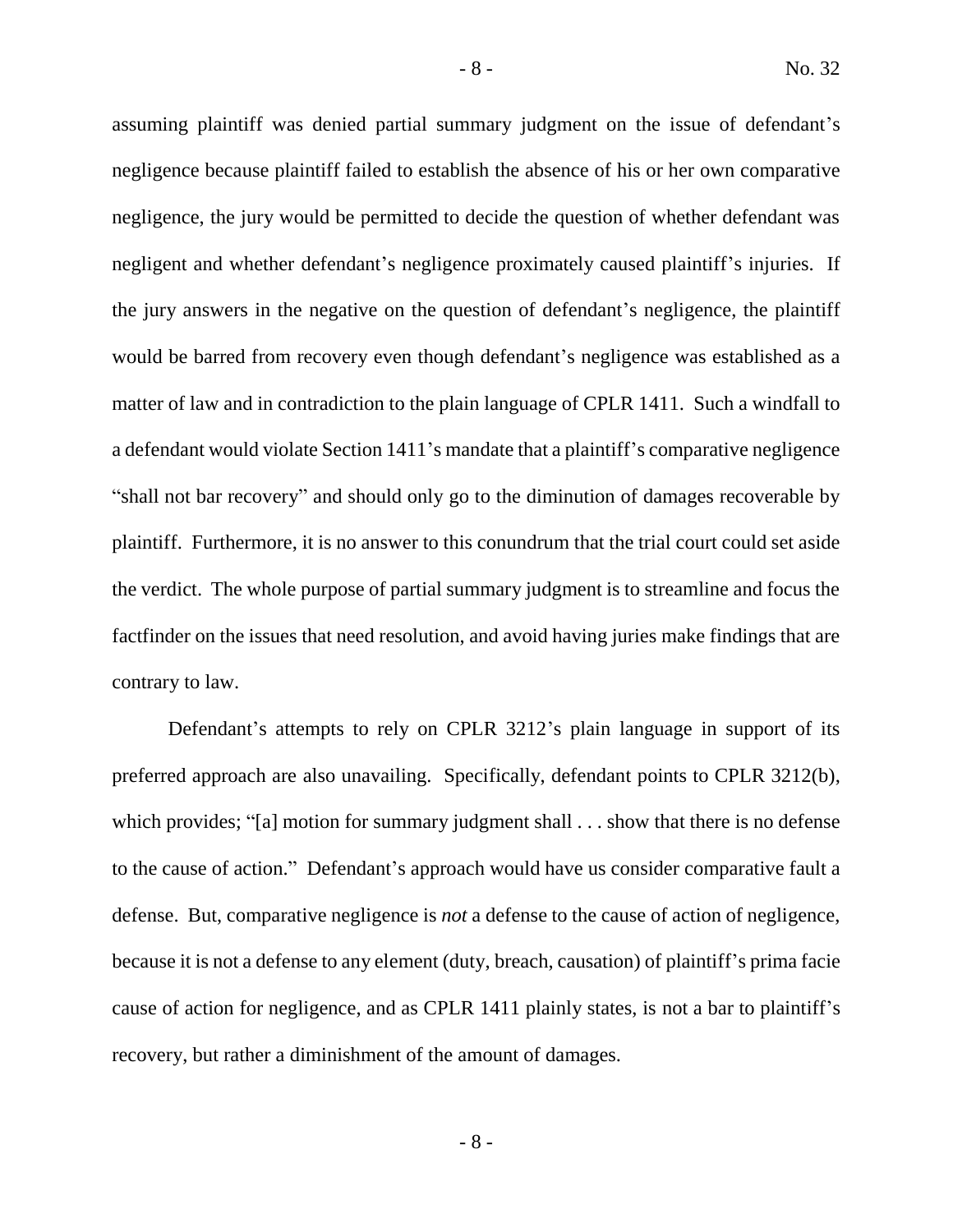assuming plaintiff was denied partial summary judgment on the issue of defendant's negligence because plaintiff failed to establish the absence of his or her own comparative negligence, the jury would be permitted to decide the question of whether defendant was negligent and whether defendant's negligence proximately caused plaintiff's injuries. If the jury answers in the negative on the question of defendant's negligence, the plaintiff would be barred from recovery even though defendant's negligence was established as a matter of law and in contradiction to the plain language of CPLR 1411. Such a windfall to a defendant would violate Section 1411's mandate that a plaintiff's comparative negligence "shall not bar recovery" and should only go to the diminution of damages recoverable by plaintiff. Furthermore, it is no answer to this conundrum that the trial court could set aside the verdict. The whole purpose of partial summary judgment is to streamline and focus the factfinder on the issues that need resolution, and avoid having juries make findings that are contrary to law.

Defendant's attempts to rely on CPLR 3212's plain language in support of its preferred approach are also unavailing. Specifically, defendant points to CPLR 3212(b), which provides; "[a] motion for summary judgment shall . . . show that there is no defense to the cause of action." Defendant's approach would have us consider comparative fault a defense. But, comparative negligence is *not* a defense to the cause of action of negligence, because it is not a defense to any element (duty, breach, causation) of plaintiff's prima facie cause of action for negligence, and as CPLR 1411 plainly states, is not a bar to plaintiff's recovery, but rather a diminishment of the amount of damages.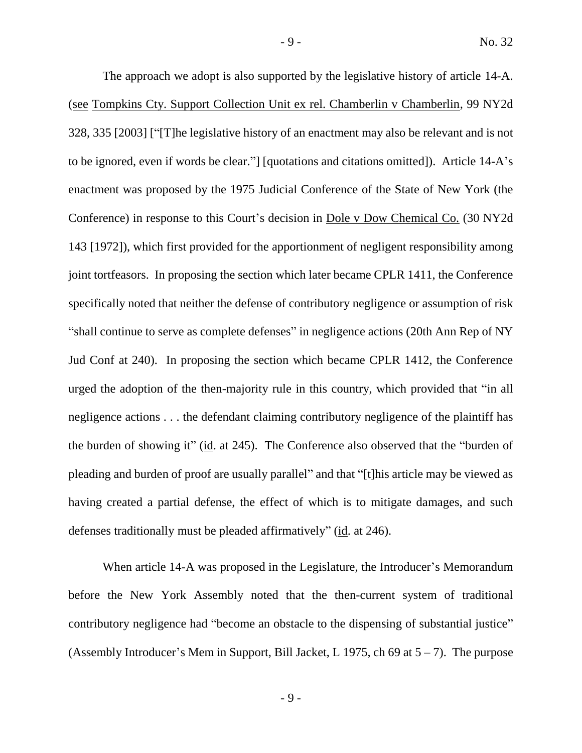The approach we adopt is also supported by the legislative history of article 14-A. (see Tompkins Cty. Support Collection Unit ex rel. Chamberlin v Chamberlin, 99 NY2d 328, 335 [2003] ["[T]he legislative history of an enactment may also be relevant and is not to be ignored, even if words be clear."] [quotations and citations omitted]). Article 14-A's enactment was proposed by the 1975 Judicial Conference of the State of New York (the Conference) in response to this Court's decision in Dole v Dow Chemical Co. (30 NY2d 143 [1972]), which first provided for the apportionment of negligent responsibility among joint tortfeasors. In proposing the section which later became CPLR 1411, the Conference specifically noted that neither the defense of contributory negligence or assumption of risk "shall continue to serve as complete defenses" in negligence actions (20th Ann Rep of NY Jud Conf at 240). In proposing the section which became CPLR 1412, the Conference urged the adoption of the then-majority rule in this country, which provided that "in all negligence actions . . . the defendant claiming contributory negligence of the plaintiff has the burden of showing it" (id. at 245). The Conference also observed that the "burden of pleading and burden of proof are usually parallel" and that "[t]his article may be viewed as having created a partial defense, the effect of which is to mitigate damages, and such defenses traditionally must be pleaded affirmatively" (id. at 246).

When article 14-A was proposed in the Legislature, the Introducer's Memorandum before the New York Assembly noted that the then-current system of traditional contributory negligence had "become an obstacle to the dispensing of substantial justice" (Assembly Introducer's Mem in Support, Bill Jacket, L 1975, ch 69 at 5 – 7). The purpose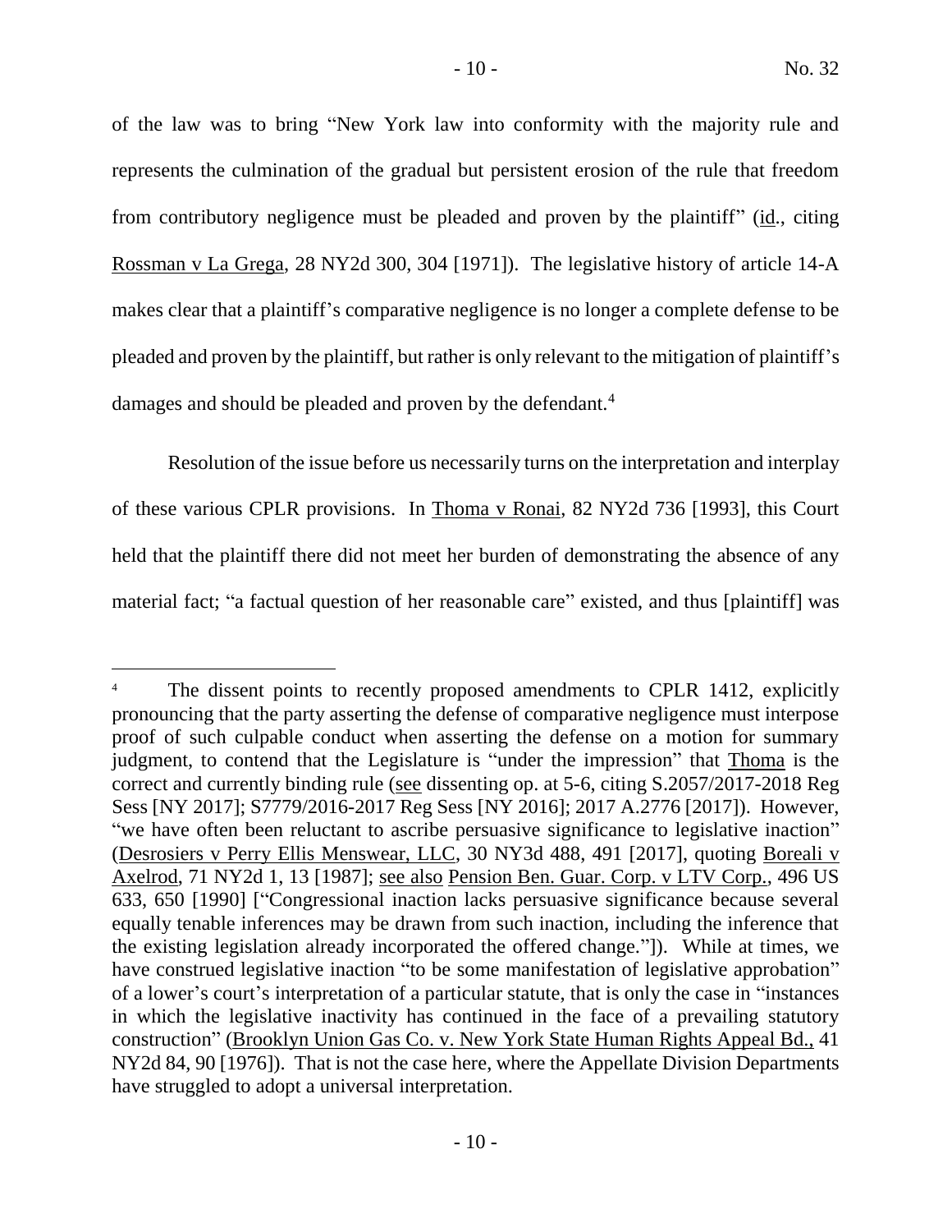of the law was to bring "New York law into conformity with the majority rule and represents the culmination of the gradual but persistent erosion of the rule that freedom from contributory negligence must be pleaded and proven by the plaintiff" (id., citing Rossman v La Grega, 28 NY2d 300, 304 [1971]). The legislative history of article 14-A makes clear that a plaintiff's comparative negligence is no longer a complete defense to be pleaded and proven by the plaintiff, but rather is only relevant to the mitigation of plaintiff's damages and should be pleaded and proven by the defendant.[4]

Resolution of the issue before us necessarily turns on the interpretation and interplay of these various CPLR provisions. In Thoma v Ronai, 82 NY2d 736 [1993], this Court held that the plaintiff there did not meet her burden of demonstrating the absence of any material fact; "a factual question of her reasonable care" existed, and thus [plaintiff] was

---

[4] The dissent points to recently proposed amendments to CPLR 1412, explicitly pronouncing that the party asserting the defense of comparative negligence must interpose proof of such culpable conduct when asserting the defense on a motion for summary judgment, to contend that the Legislature is "under the impression" that Thoma is the correct and currently binding rule (see dissenting op. at 5-6, citing S.2057/2017-2018 Reg Sess [NY 2017]; S7779/2016-2017 Reg Sess [NY 2016]; 2017 A.2776 [2017]). However, "we have often been reluctant to ascribe persuasive significance to legislative inaction" (Desrosiers v Perry Ellis Menswear, LLC, 30 NY3d 488, 491 [2017], quoting Boreali v Axelrod, 71 NY2d 1, 13 [1987]; see also Pension Ben. Guar. Corp. v LTV Corp., 496 US 633, 650 [1990] ["Congressional inaction lacks persuasive significance because several equally tenable inferences may be drawn from such inaction, including the inference that the existing legislation already incorporated the offered change."]). While at times, we have construed legislative inaction "to be some manifestation of legislative approbation" of a lower's court's interpretation of a particular statute, that is only the case in "instances in which the legislative inactivity has continued in the face of a prevailing statutory construction" (Brooklyn Union Gas Co. v. New York State Human Rights Appeal Bd., 41 NY2d 84, 90 [1976]). That is not the case here, where the Appellate Division Departments have struggled to adopt a universal interpretation.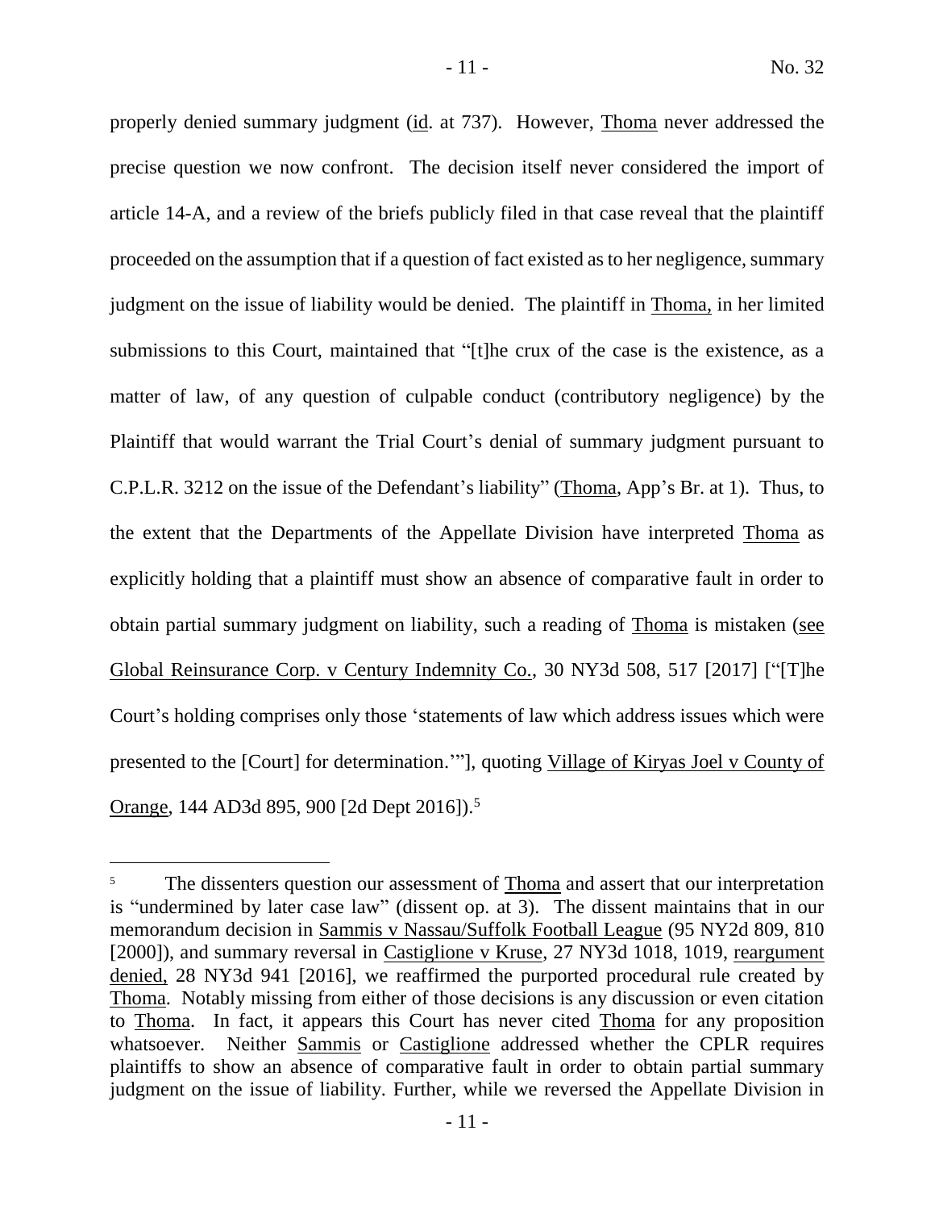properly denied summary judgment (id. at 737). However, Thoma never addressed the precise question we now confront. The decision itself never considered the import of article 14-A, and a review of the briefs publicly filed in that case reveal that the plaintiff proceeded on the assumption that if a question of fact existed as to her negligence, summary judgment on the issue of liability would be denied. The plaintiff in Thoma, in her limited submissions to this Court, maintained that "[t]he crux of the case is the existence, as a matter of law, of any question of culpable conduct (contributory negligence) by the Plaintiff that would warrant the Trial Court's denial of summary judgment pursuant to C.P.L.R. 3212 on the issue of the Defendant's liability" (Thoma, App's Br. at 1). Thus, to the extent that the Departments of the Appellate Division have interpreted Thoma as explicitly holding that a plaintiff must show an absence of comparative fault in order to obtain partial summary judgment on liability, such a reading of Thoma is mistaken (see Global Reinsurance Corp. v Century Indemnity Co., 30 NY3d 508, 517 [2017] ["[T]he Court's holding comprises only those 'statements of law which address issues which were presented to the [Court] for determination.'"], quoting Village of Kiryas Joel v County of Orange, 144 AD3d 895, 900 [2d Dept 2016]).[5]

---

[5] The dissenters question our assessment of Thoma and assert that our interpretation is "undermined by later case law" (dissent op. at 3). The dissent maintains that in our memorandum decision in Sammis v Nassau/Suffolk Football League (95 NY2d 809, 810 [2000]), and summary reversal in Castiglione v Kruse, 27 NY3d 1018, 1019, reargument denied, 28 NY3d 941 [2016], we reaffirmed the purported procedural rule created by Thoma. Notably missing from either of those decisions is any discussion or even citation to Thoma. In fact, it appears this Court has never cited Thoma for any proposition whatsoever. Neither Sammis or Castiglione addressed whether the CPLR requires plaintiffs to show an absence of comparative fault in order to obtain partial summary judgment on the issue of liability. Further, while we reversed the Appellate Division in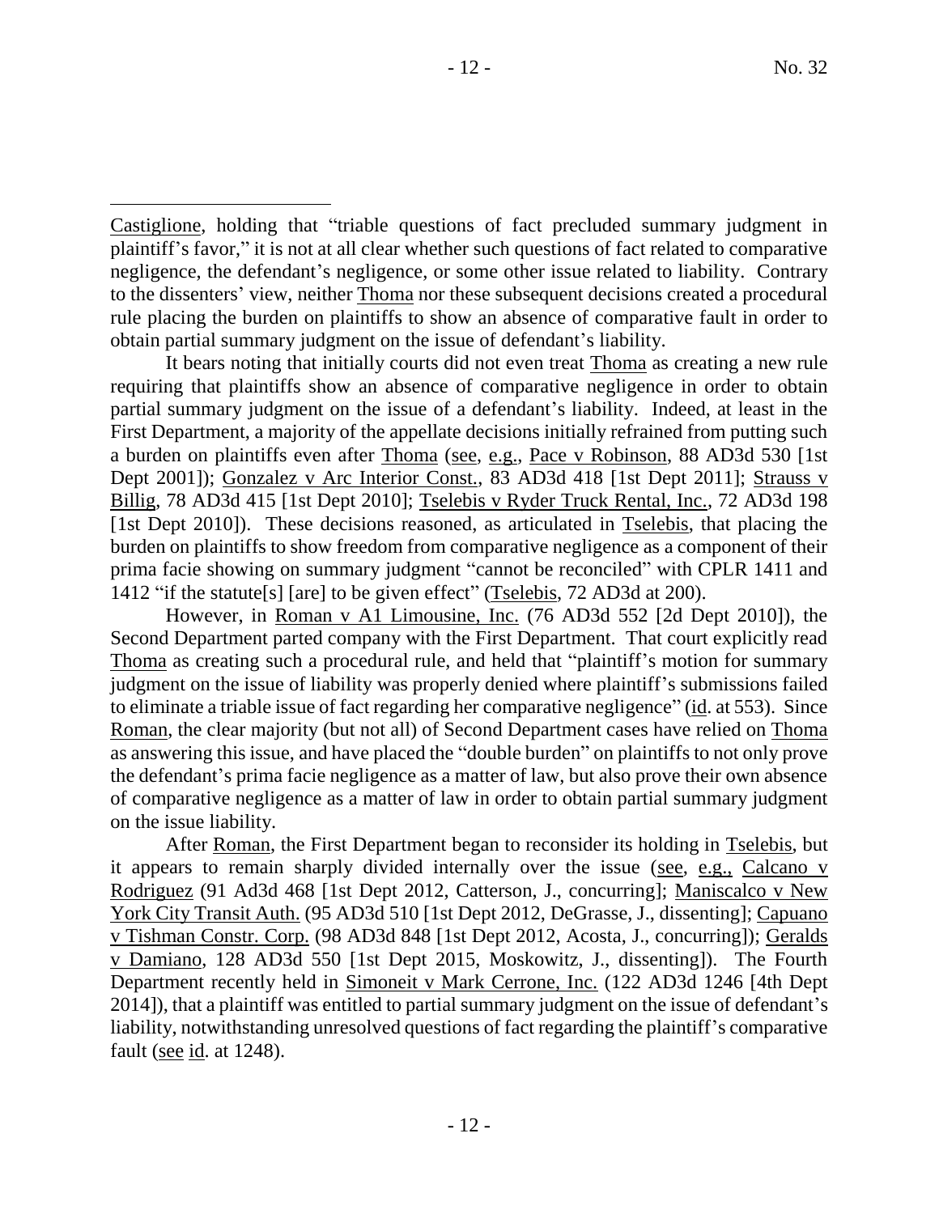Castiglione, holding that "triable questions of fact precluded summary judgment in plaintiff's favor," it is not at all clear whether such questions of fact related to comparative negligence, the defendant's negligence, or some other issue related to liability. Contrary to the dissenters' view, neither Thoma nor these subsequent decisions created a procedural rule placing the burden on plaintiffs to show an absence of comparative fault in order to obtain partial summary judgment on the issue of defendant's liability.

It bears noting that initially courts did not even treat Thoma as creating a new rule requiring that plaintiffs show an absence of comparative negligence in order to obtain partial summary judgment on the issue of a defendant's liability. Indeed, at least in the First Department, a majority of the appellate decisions initially refrained from putting such a burden on plaintiffs even after Thoma (see, e.g., Pace v Robinson, 88 AD3d 530 [1st Dept 2001]); Gonzalez v Arc Interior Const., 83 AD3d 418 [1st Dept 2011]; Strauss v Billig, 78 AD3d 415 [1st Dept 2010]; Tselebis v Ryder Truck Rental, Inc., 72 AD3d 198 [1st Dept 2010]). These decisions reasoned, as articulated in Tselebis, that placing the burden on plaintiffs to show freedom from comparative negligence as a component of their prima facie showing on summary judgment "cannot be reconciled" with CPLR 1411 and 1412 "if the statute[s] [are] to be given effect" (Tselebis, 72 AD3d at 200).

However, in Roman v A1 Limousine, Inc. (76 AD3d 552 [2d Dept 2010]), the Second Department parted company with the First Department. That court explicitly read Thoma as creating such a procedural rule, and held that "plaintiff's motion for summary judgment on the issue of liability was properly denied where plaintiff's submissions failed to eliminate a triable issue of fact regarding her comparative negligence" (id. at 553). Since Roman, the clear majority (but not all) of Second Department cases have relied on Thoma as answering this issue, and have placed the "double burden" on plaintiffs to not only prove the defendant's prima facie negligence as a matter of law, but also prove their own absence of comparative negligence as a matter of law in order to obtain partial summary judgment on the issue liability.

After Roman, the First Department began to reconsider its holding in Tselebis, but it appears to remain sharply divided internally over the issue (see, e.g., Calcano v Rodriguez (91 Ad3d 468 [1st Dept 2012, Catterson, J., concurring]; Maniscalco v New York City Transit Auth. (95 AD3d 510 [1st Dept 2012, DeGrasse, J., dissenting]; Capuano v Tishman Constr. Corp. (98 AD3d 848 [1st Dept 2012, Acosta, J., concurring]); Geralds v Damiano, 128 AD3d 550 [1st Dept 2015, Moskowitz, J., dissenting]). The Fourth Department recently held in Simoneit v Mark Cerrone, Inc. (122 AD3d 1246 [4th Dept 2014]), that a plaintiff was entitled to partial summary judgment on the issue of defendant's liability, notwithstanding unresolved questions of fact regarding the plaintiff's comparative fault (see id. at 1248).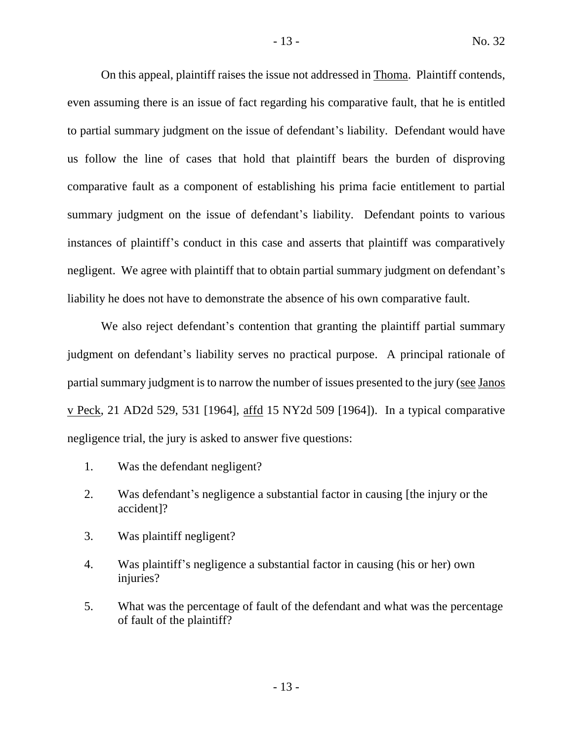On this appeal, plaintiff raises the issue not addressed in Thoma. Plaintiff contends, even assuming there is an issue of fact regarding his comparative fault, that he is entitled to partial summary judgment on the issue of defendant's liability. Defendant would have us follow the line of cases that hold that plaintiff bears the burden of disproving comparative fault as a component of establishing his prima facie entitlement to partial summary judgment on the issue of defendant's liability. Defendant points to various instances of plaintiff's conduct in this case and asserts that plaintiff was comparatively negligent. We agree with plaintiff that to obtain partial summary judgment on defendant's liability he does not have to demonstrate the absence of his own comparative fault.

We also reject defendant's contention that granting the plaintiff partial summary judgment on defendant's liability serves no practical purpose. A principal rationale of partial summary judgment is to narrow the number of issues presented to the jury (see Janos v Peck, 21 AD2d 529, 531 [1964], affd 15 NY2d 509 [1964]). In a typical comparative negligence trial, the jury is asked to answer five questions:

1. Was the defendant negligent?
2. Was defendant's negligence a substantial factor in causing [the injury or the accident]?
3. Was plaintiff negligent?
4. Was plaintiff's negligence a substantial factor in causing (his or her) own injuries?
5. What was the percentage of fault of the defendant and what was the percentage of fault of the plaintiff?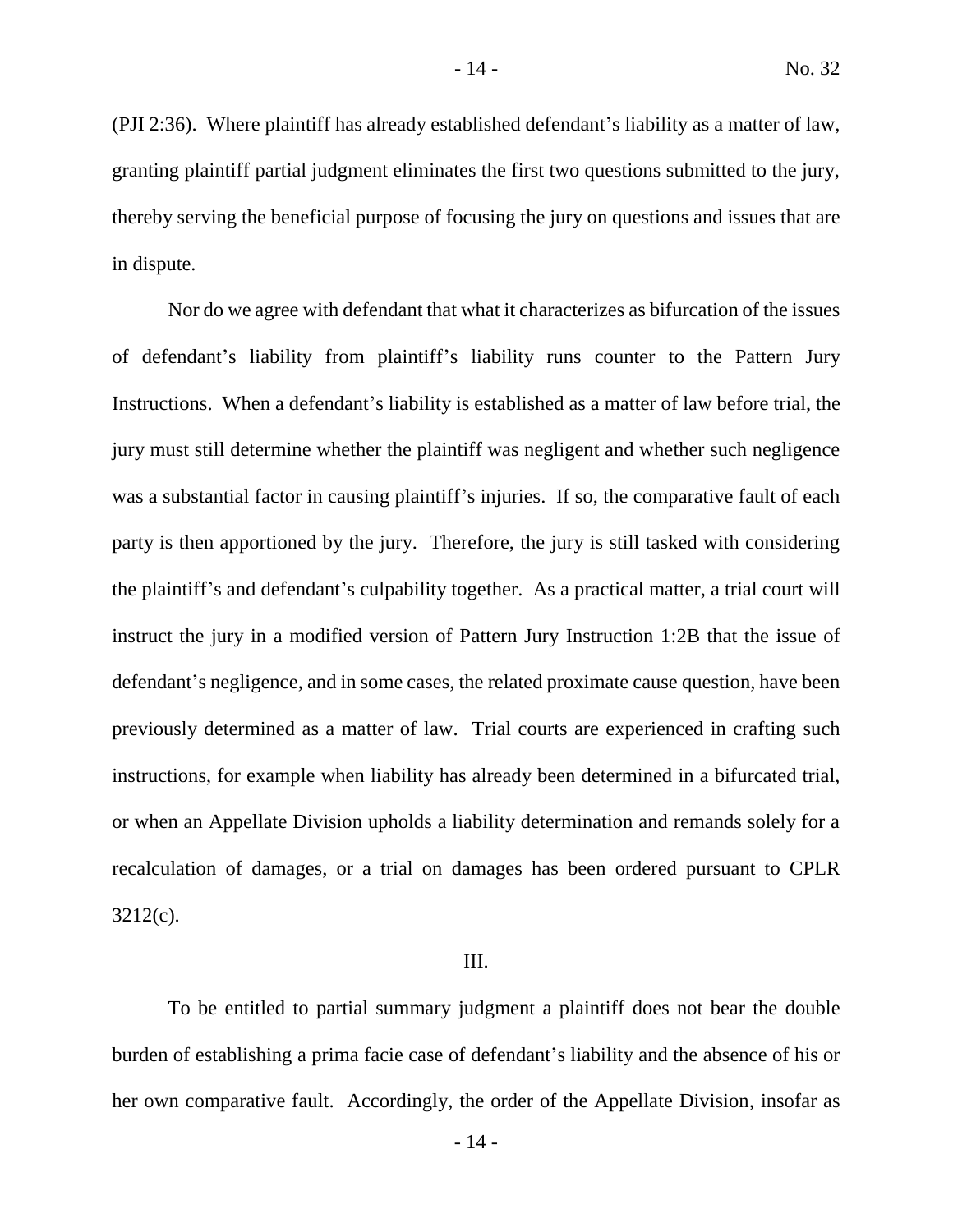(PJI 2:36). Where plaintiff has already established defendant's liability as a matter of law, granting plaintiff partial judgment eliminates the first two questions submitted to the jury, thereby serving the beneficial purpose of focusing the jury on questions and issues that are in dispute.

Nor do we agree with defendant that what it characterizes as bifurcation of the issues of defendant's liability from plaintiff's liability runs counter to the Pattern Jury Instructions. When a defendant's liability is established as a matter of law before trial, the jury must still determine whether the plaintiff was negligent and whether such negligence was a substantial factor in causing plaintiff's injuries. If so, the comparative fault of each party is then apportioned by the jury. Therefore, the jury is still tasked with considering the plaintiff's and defendant's culpability together. As a practical matter, a trial court will instruct the jury in a modified version of Pattern Jury Instruction 1:2B that the issue of defendant's negligence, and in some cases, the related proximate cause question, have been previously determined as a matter of law. Trial courts are experienced in crafting such instructions, for example when liability has already been determined in a bifurcated trial, or when an Appellate Division upholds a liability determination and remands solely for a recalculation of damages, or a trial on damages has been ordered pursuant to CPLR 3212(c).

## III.

To be entitled to partial summary judgment a plaintiff does not bear the double burden of establishing a prima facie case of defendant's liability and the absence of his or her own comparative fault. Accordingly, the order of the Appellate Division, insofar as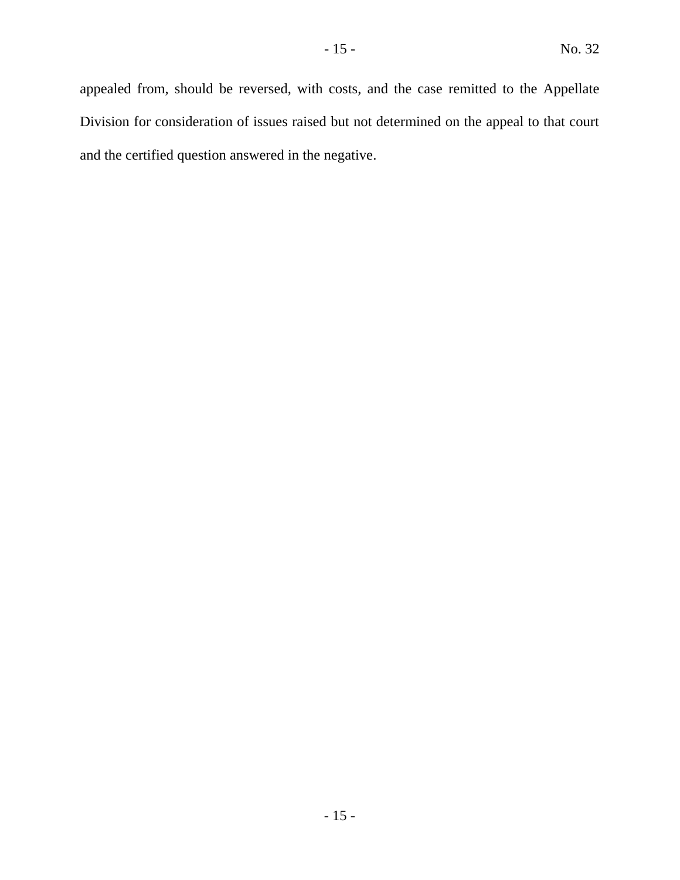appealed from, should be reversed, with costs, and the case remitted to the Appellate Division for consideration of issues raised but not determined on the appeal to that court and the certified question answered in the negative.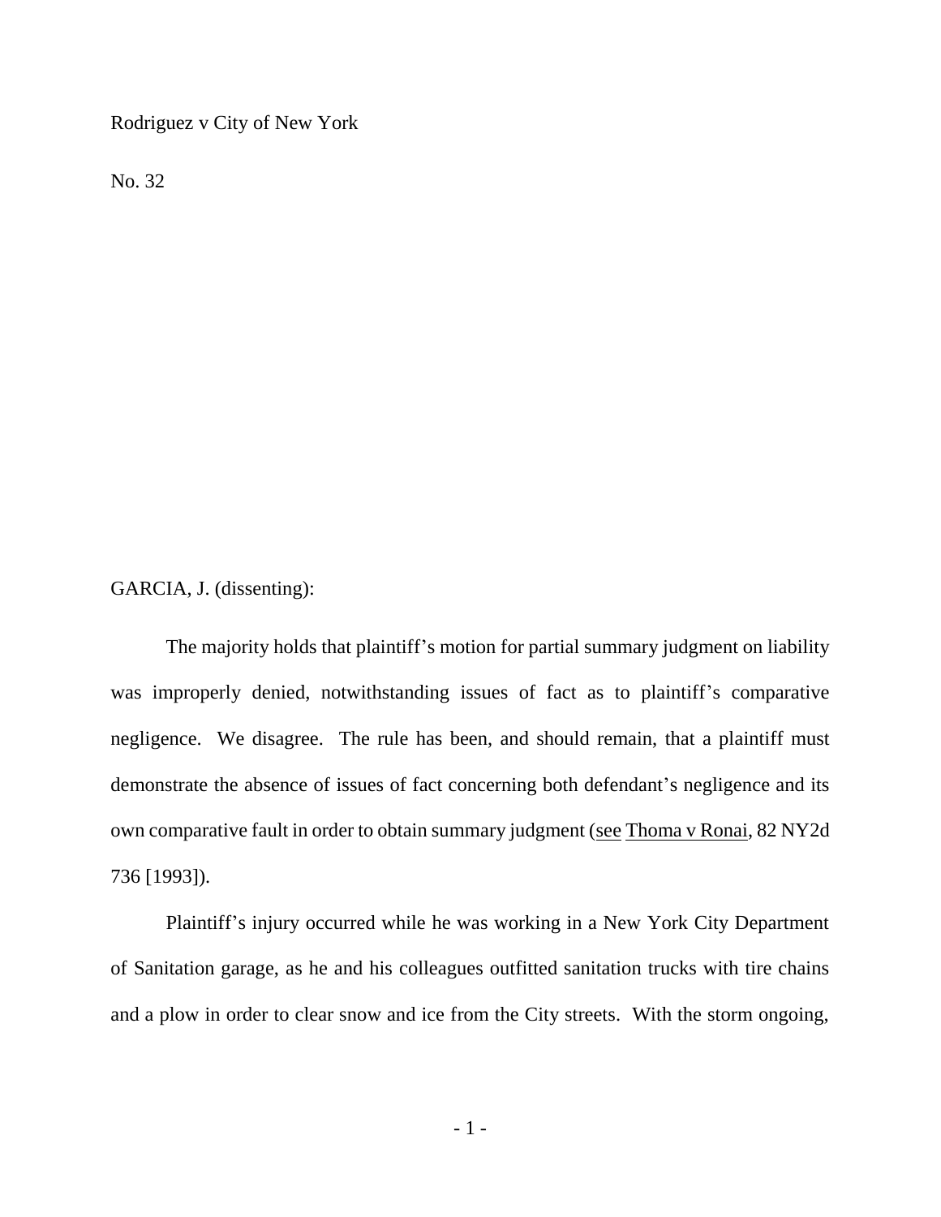Rodriguez v City of New York

No. 32

GARCIA, J. (dissenting):

The majority holds that plaintiff's motion for partial summary judgment on liability was improperly denied, notwithstanding issues of fact as to plaintiff's comparative negligence. We disagree. The rule has been, and should remain, that a plaintiff must demonstrate the absence of issues of fact concerning both defendant's negligence and its own comparative fault in order to obtain summary judgment (see Thoma v Ronai, 82 NY2d 736 [1993]).

Plaintiff's injury occurred while he was working in a New York City Department of Sanitation garage, as he and his colleagues outfitted sanitation trucks with tire chains and a plow in order to clear snow and ice from the City streets. With the storm ongoing,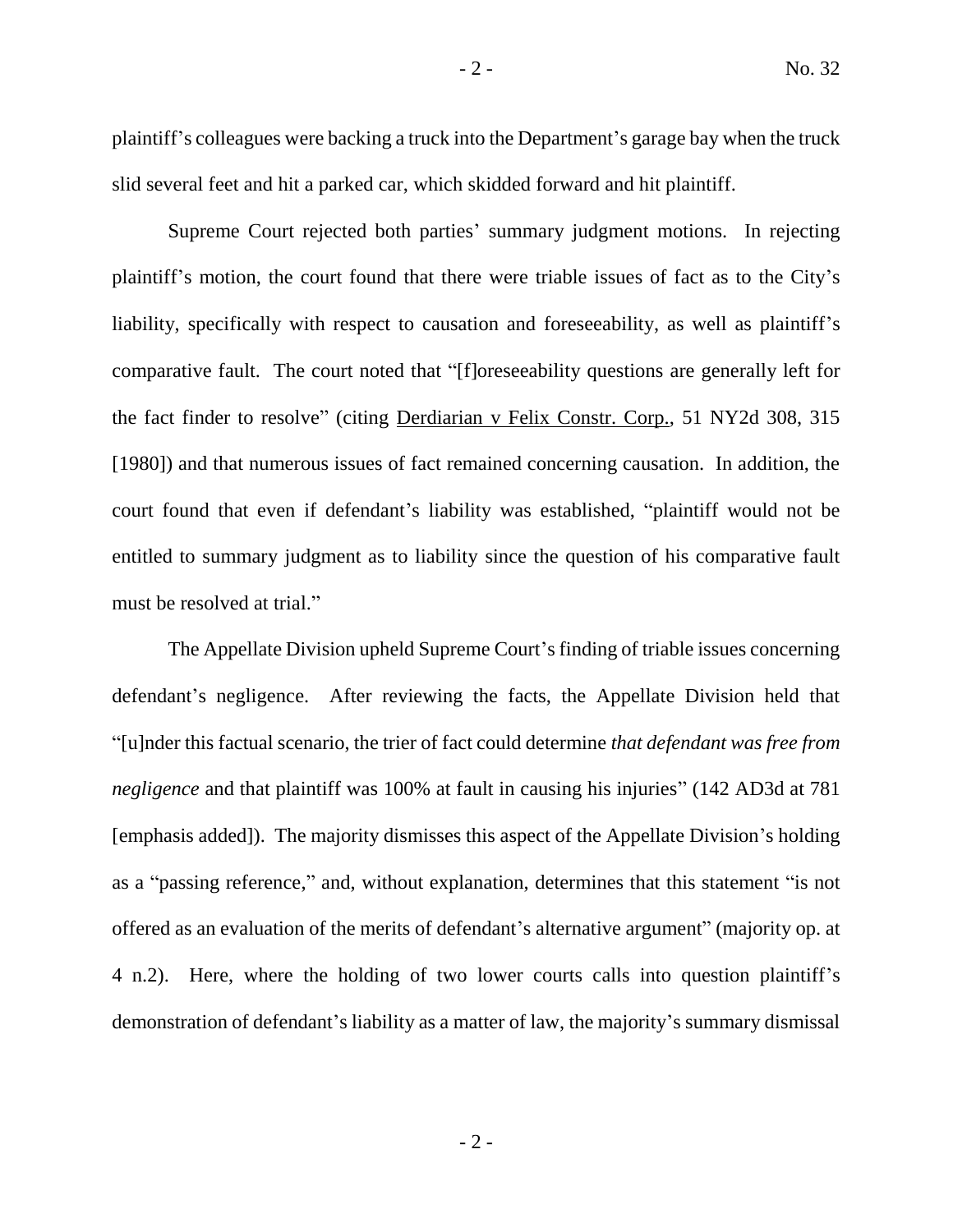plaintiff's colleagues were backing a truck into the Department's garage bay when the truck slid several feet and hit a parked car, which skidded forward and hit plaintiff.

Supreme Court rejected both parties' summary judgment motions. In rejecting plaintiff's motion, the court found that there were triable issues of fact as to the City's liability, specifically with respect to causation and foreseeability, as well as plaintiff's comparative fault. The court noted that "[f]oreseeability questions are generally left for the fact finder to resolve" (citing Derdiarian v Felix Constr. Corp., 51 NY2d 308, 315 [1980]) and that numerous issues of fact remained concerning causation. In addition, the court found that even if defendant's liability was established, "plaintiff would not be entitled to summary judgment as to liability since the question of his comparative fault must be resolved at trial."

The Appellate Division upheld Supreme Court's finding of triable issues concerning defendant's negligence. After reviewing the facts, the Appellate Division held that "[u]nder this factual scenario, the trier of fact could determine *that defendant was free from negligence* and that plaintiff was 100% at fault in causing his injuries" (142 AD3d at 781 [emphasis added]). The majority dismisses this aspect of the Appellate Division's holding as a "passing reference," and, without explanation, determines that this statement "is not offered as an evaluation of the merits of defendant's alternative argument" (majority op. at 4 n.2). Here, where the holding of two lower courts calls into question plaintiff's demonstration of defendant's liability as a matter of law, the majority's summary dismissal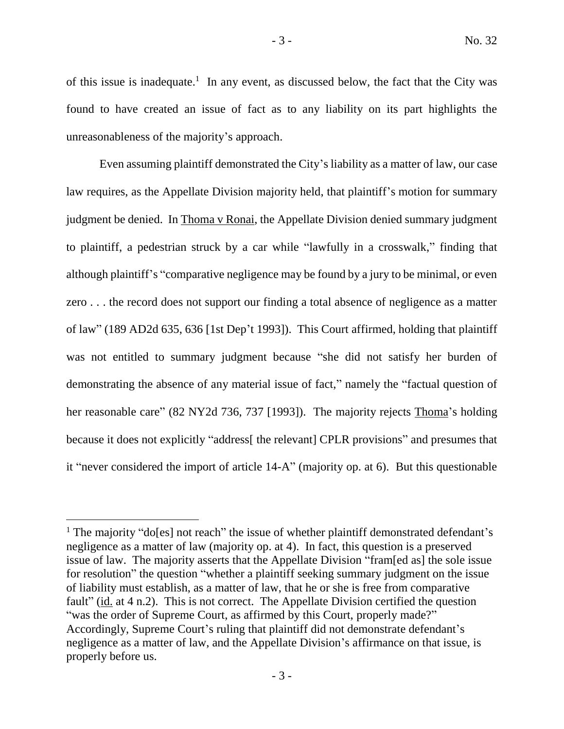of this issue is inadequate.[1] In any event, as discussed below, the fact that the City was found to have created an issue of fact as to any liability on its part highlights the unreasonableness of the majority's approach.

Even assuming plaintiff demonstrated the City's liability as a matter of law, our case law requires, as the Appellate Division majority held, that plaintiff's motion for summary judgment be denied. In Thoma v Ronai, the Appellate Division denied summary judgment to plaintiff, a pedestrian struck by a car while "lawfully in a crosswalk," finding that although plaintiff's "comparative negligence may be found by a jury to be minimal, or even zero . . . the record does not support our finding a total absence of negligence as a matter of law" (189 AD2d 635, 636 [1st Dep't 1993]). This Court affirmed, holding that plaintiff was not entitled to summary judgment because "she did not satisfy her burden of demonstrating the absence of any material issue of fact," namely the "factual question of her reasonable care" (82 NY2d 736, 737 [1993]). The majority rejects Thoma's holding because it does not explicitly "address[ the relevant] CPLR provisions" and presumes that it "never considered the import of article 14-A" (majority op. at 6). But this questionable

[1] The majority "do[es] not reach" the issue of whether plaintiff demonstrated defendant's negligence as a matter of law (majority op. at 4). In fact, this question is a preserved issue of law. The majority asserts that the Appellate Division "fram[ed as] the sole issue for resolution" the question "whether a plaintiff seeking summary judgment on the issue of liability must establish, as a matter of law, that he or she is free from comparative fault" (id. at 4 n.2). This is not correct. The Appellate Division certified the question "was the order of Supreme Court, as affirmed by this Court, properly made?" Accordingly, Supreme Court's ruling that plaintiff did not demonstrate defendant's negligence as a matter of law, and the Appellate Division's affirmance on that issue, is properly before us.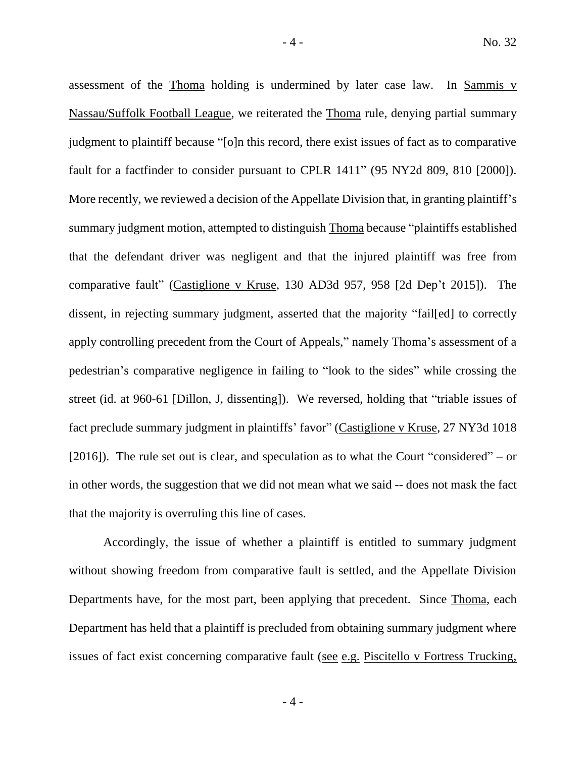assessment of the Thoma holding is undermined by later case law. In Sammis v Nassau/Suffolk Football League, we reiterated the Thoma rule, denying partial summary judgment to plaintiff because "[o]n this record, there exist issues of fact as to comparative fault for a factfinder to consider pursuant to CPLR 1411" (95 NY2d 809, 810 [2000]). More recently, we reviewed a decision of the Appellate Division that, in granting plaintiff's summary judgment motion, attempted to distinguish Thoma because "plaintiffs established that the defendant driver was negligent and that the injured plaintiff was free from comparative fault" (Castiglione v Kruse, 130 AD3d 957, 958 [2d Dep't 2015]). The dissent, in rejecting summary judgment, asserted that the majority "fail[ed] to correctly apply controlling precedent from the Court of Appeals," namely Thoma's assessment of a pedestrian's comparative negligence in failing to "look to the sides" while crossing the street (id. at 960-61 [Dillon, J, dissenting]). We reversed, holding that "triable issues of fact preclude summary judgment in plaintiffs' favor" (Castiglione v Kruse, 27 NY3d 1018 [2016]). The rule set out is clear, and speculation as to what the Court "considered" – or in other words, the suggestion that we did not mean what we said -- does not mask the fact that the majority is overruling this line of cases.

Accordingly, the issue of whether a plaintiff is entitled to summary judgment without showing freedom from comparative fault is settled, and the Appellate Division Departments have, for the most part, been applying that precedent. Since Thoma, each Department has held that a plaintiff is precluded from obtaining summary judgment where issues of fact exist concerning comparative fault (see e.g. Piscitello v Fortress Trucking,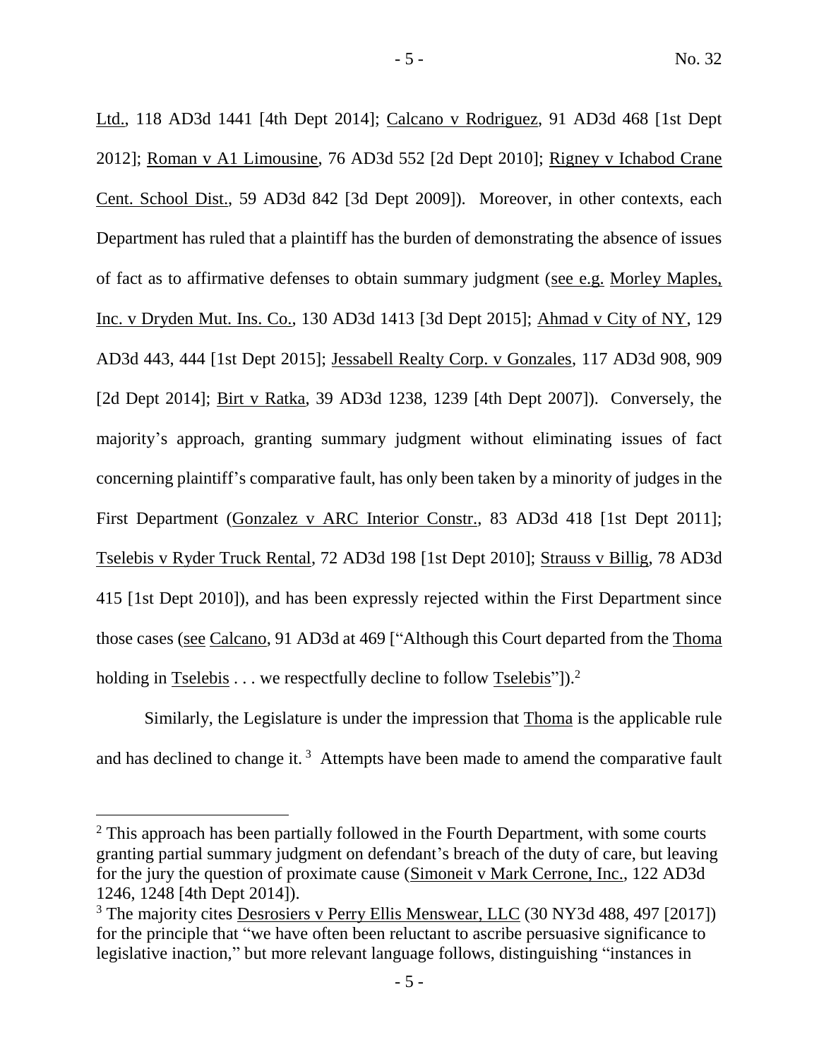Ltd., 118 AD3d 1441 [4th Dept 2014]; Calcano v Rodriguez, 91 AD3d 468 [1st Dept 2012]; Roman v A1 Limousine, 76 AD3d 552 [2d Dept 2010]; Rigney v Ichabod Crane Cent. School Dist., 59 AD3d 842 [3d Dept 2009]). Moreover, in other contexts, each Department has ruled that a plaintiff has the burden of demonstrating the absence of issues of fact as to affirmative defenses to obtain summary judgment (see e.g. Morley Maples, Inc. v Dryden Mut. Ins. Co., 130 AD3d 1413 [3d Dept 2015]; Ahmad v City of NY, 129 AD3d 443, 444 [1st Dept 2015]; Jessabell Realty Corp. v Gonzales, 117 AD3d 908, 909 [2d Dept 2014]; Birt v Ratka, 39 AD3d 1238, 1239 [4th Dept 2007]). Conversely, the majority's approach, granting summary judgment without eliminating issues of fact concerning plaintiff's comparative fault, has only been taken by a minority of judges in the First Department (Gonzalez v ARC Interior Constr., 83 AD3d 418 [1st Dept 2011]; Tselebis v Ryder Truck Rental, 72 AD3d 198 [1st Dept 2010]; Strauss v Billig, 78 AD3d 415 [1st Dept 2010]), and has been expressly rejected within the First Department since those cases (see Calcano, 91 AD3d at 469 ["Although this Court departed from the Thoma holding in Tselebis . . . we respectfully decline to follow Tselebis"]).[2]

Similarly, the Legislature is under the impression that Thoma is the applicable rule and has declined to change it.[3] Attempts have been made to amend the comparative fault

---

[2] This approach has been partially followed in the Fourth Department, with some courts granting partial summary judgment on defendant's breach of the duty of care, but leaving for the jury the question of proximate cause (Simoneit v Mark Cerrone, Inc., 122 AD3d 1246, 1248 [4th Dept 2014]).

[3] The majority cites Desrosiers v Perry Ellis Menswear, LLC (30 NY3d 488, 497 [2017]) for the principle that "we have often been reluctant to ascribe persuasive significance to legislative inaction," but more relevant language follows, distinguishing "instances in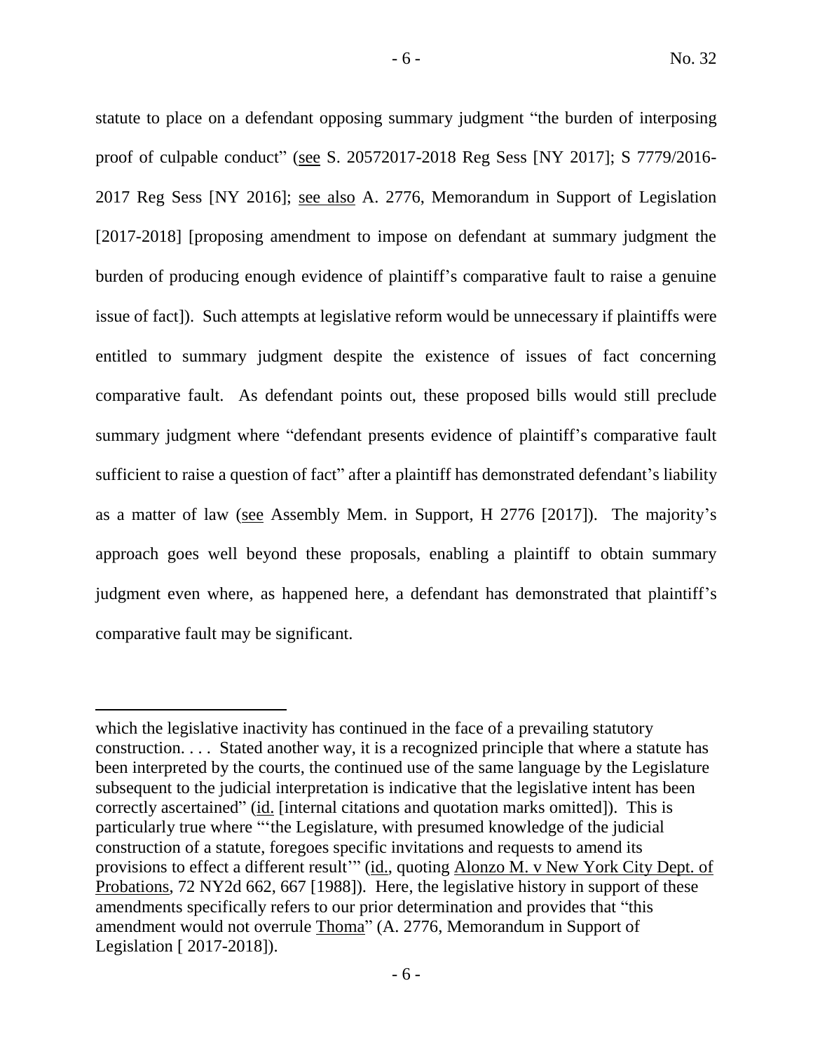statute to place on a defendant opposing summary judgment "the burden of interposing proof of culpable conduct" (see S. 20572017-2018 Reg Sess [NY 2017]; S 7779/2016-2017 Reg Sess [NY 2016]; see also A. 2776, Memorandum in Support of Legislation [2017-2018] [proposing amendment to impose on defendant at summary judgment the burden of producing enough evidence of plaintiff's comparative fault to raise a genuine issue of fact]). Such attempts at legislative reform would be unnecessary if plaintiffs were entitled to summary judgment despite the existence of issues of fact concerning comparative fault. As defendant points out, these proposed bills would still preclude summary judgment where "defendant presents evidence of plaintiff's comparative fault sufficient to raise a question of fact" after a plaintiff has demonstrated defendant's liability as a matter of law (see Assembly Mem. in Support, H 2776 [2017]). The majority's approach goes well beyond these proposals, enabling a plaintiff to obtain summary judgment even where, as happened here, a defendant has demonstrated that plaintiff's comparative fault may be significant.

---

which the legislative inactivity has continued in the face of a prevailing statutory construction. . . . Stated another way, it is a recognized principle that where a statute has been interpreted by the courts, the continued use of the same language by the Legislature subsequent to the judicial interpretation is indicative that the legislative intent has been correctly ascertained" (id. [internal citations and quotation marks omitted]). This is particularly true where "'the Legislature, with presumed knowledge of the judicial construction of a statute, foregoes specific invitations and requests to amend its provisions to effect a different result'" (id., quoting Alonzo M. v New York City Dept. of Probations, 72 NY2d 662, 667 [1988]). Here, the legislative history in support of these amendments specifically refers to our prior determination and provides that "this amendment would not overrule Thoma" (A. 2776, Memorandum in Support of Legislation [ 2017-2018]).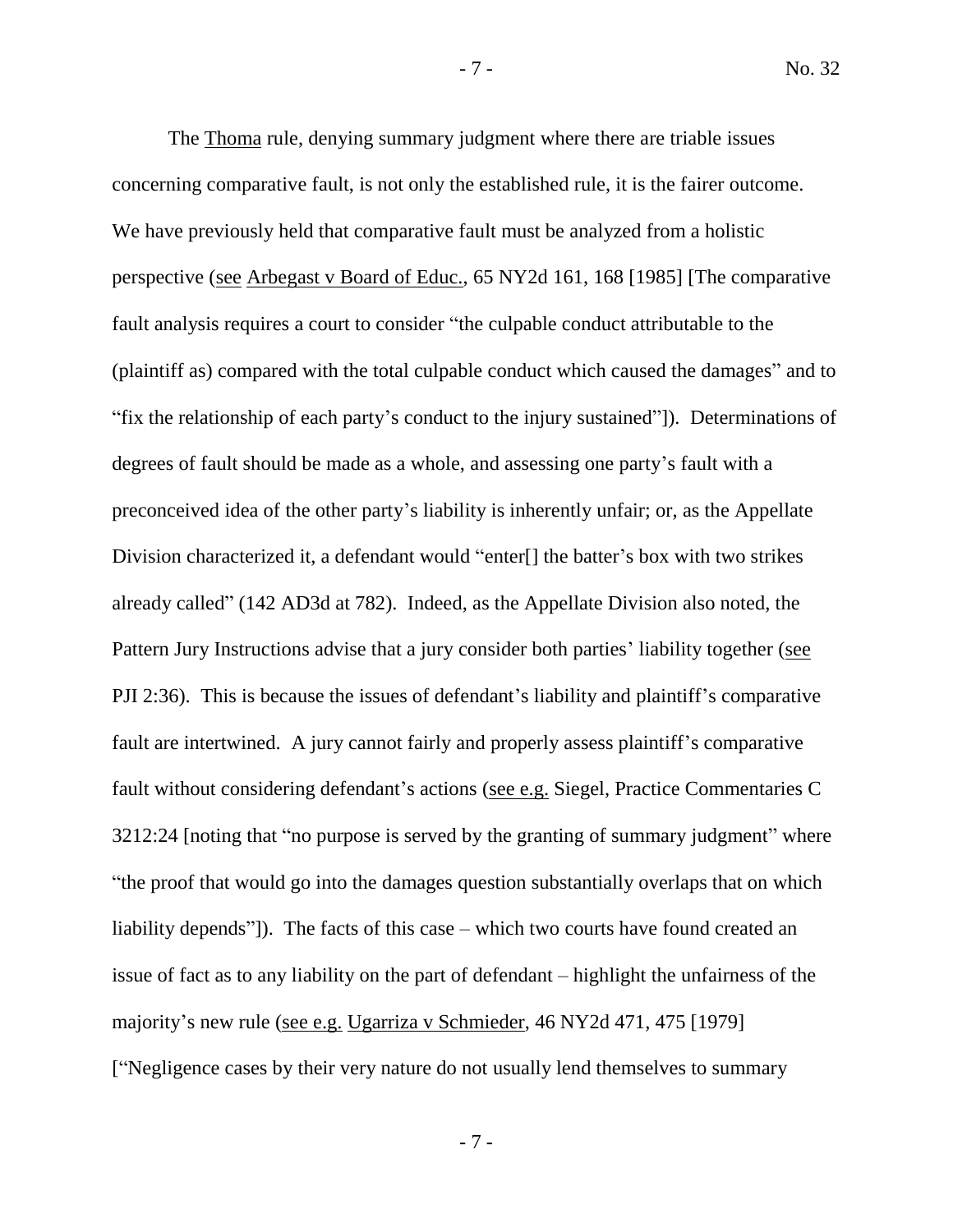The Thoma rule, denying summary judgment where there are triable issues concerning comparative fault, is not only the established rule, it is the fairer outcome. We have previously held that comparative fault must be analyzed from a holistic perspective (see Arbegast v Board of Educ., 65 NY2d 161, 168 [1985] [The comparative fault analysis requires a court to consider "the culpable conduct attributable to the (plaintiff as) compared with the total culpable conduct which caused the damages" and to "fix the relationship of each party's conduct to the injury sustained"]). Determinations of degrees of fault should be made as a whole, and assessing one party's fault with a preconceived idea of the other party's liability is inherently unfair; or, as the Appellate Division characterized it, a defendant would "enter[] the batter's box with two strikes already called" (142 AD3d at 782). Indeed, as the Appellate Division also noted, the Pattern Jury Instructions advise that a jury consider both parties' liability together (see PJI 2:36). This is because the issues of defendant's liability and plaintiff's comparative fault are intertwined. A jury cannot fairly and properly assess plaintiff's comparative fault without considering defendant's actions (see e.g. Siegel, Practice Commentaries C 3212:24 [noting that "no purpose is served by the granting of summary judgment" where "the proof that would go into the damages question substantially overlaps that on which liability depends"]). The facts of this case – which two courts have found created an issue of fact as to any liability on the part of defendant – highlight the unfairness of the majority's new rule (see e.g. Ugarriza v Schmieder, 46 NY2d 471, 475 [1979] ["Negligence cases by their very nature do not usually lend themselves to summary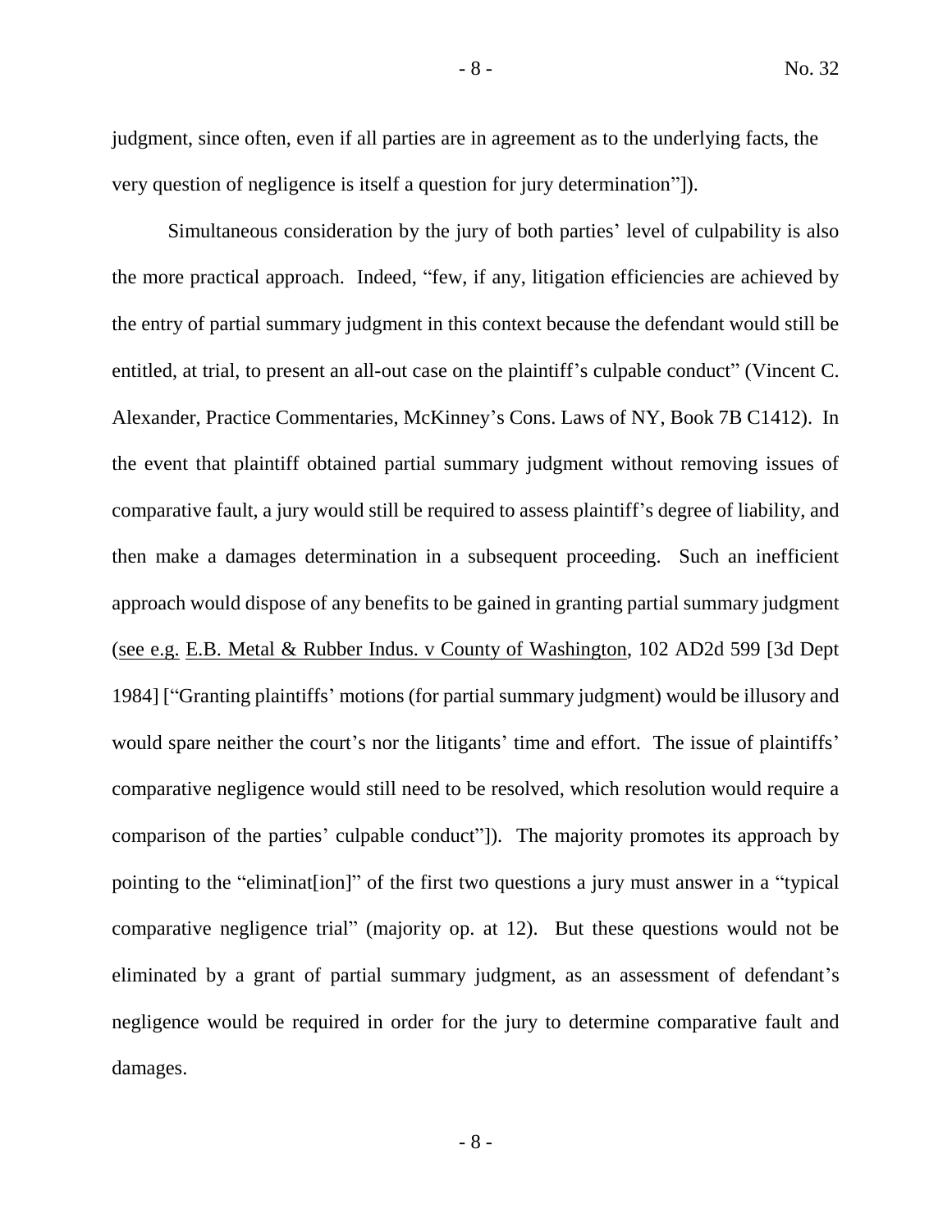judgment, since often, even if all parties are in agreement as to the underlying facts, the very question of negligence is itself a question for jury determination"]).

Simultaneous consideration by the jury of both parties' level of culpability is also the more practical approach. Indeed, "few, if any, litigation efficiencies are achieved by the entry of partial summary judgment in this context because the defendant would still be entitled, at trial, to present an all-out case on the plaintiff's culpable conduct" (Vincent C. Alexander, Practice Commentaries, McKinney's Cons. Laws of NY, Book 7B C1412). In the event that plaintiff obtained partial summary judgment without removing issues of comparative fault, a jury would still be required to assess plaintiff's degree of liability, and then make a damages determination in a subsequent proceeding. Such an inefficient approach would dispose of any benefits to be gained in granting partial summary judgment (see e.g. E.B. Metal & Rubber Indus. v County of Washington, 102 AD2d 599 [3d Dept 1984] ["Granting plaintiffs' motions (for partial summary judgment) would be illusory and would spare neither the court's nor the litigants' time and effort. The issue of plaintiffs' comparative negligence would still need to be resolved, which resolution would require a comparison of the parties' culpable conduct"]). The majority promotes its approach by pointing to the "eliminat[ion]" of the first two questions a jury must answer in a "typical comparative negligence trial" (majority op. at 12). But these questions would not be eliminated by a grant of partial summary judgment, as an assessment of defendant's negligence would be required in order for the jury to determine comparative fault and damages.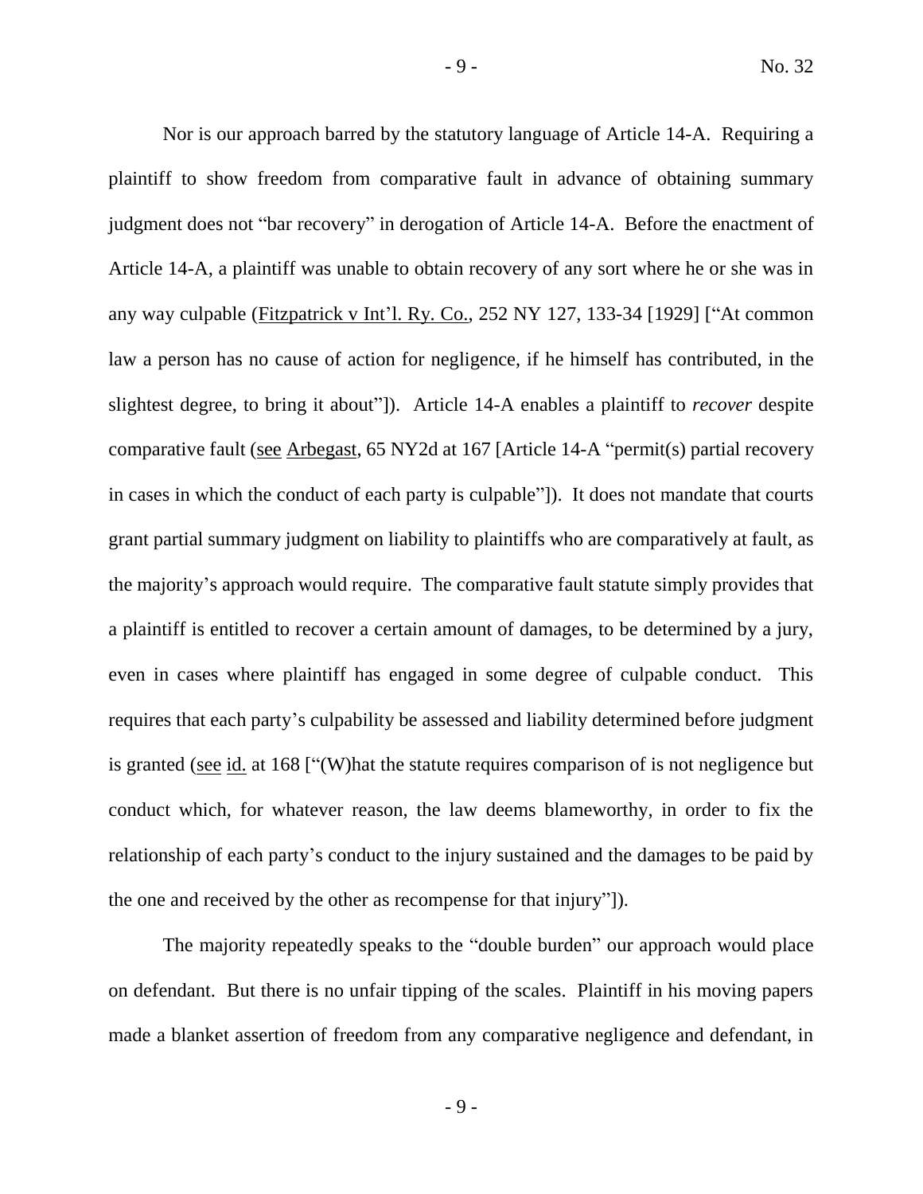Nor is our approach barred by the statutory language of Article 14-A. Requiring a plaintiff to show freedom from comparative fault in advance of obtaining summary judgment does not "bar recovery" in derogation of Article 14-A. Before the enactment of Article 14-A, a plaintiff was unable to obtain recovery of any sort where he or she was in any way culpable (Fitzpatrick v Int'l. Ry. Co., 252 NY 127, 133-34 [1929] ["At common law a person has no cause of action for negligence, if he himself has contributed, in the slightest degree, to bring it about"]). Article 14-A enables a plaintiff to *recover* despite comparative fault (see Arbegast, 65 NY2d at 167 [Article 14-A "permit(s) partial recovery in cases in which the conduct of each party is culpable"]). It does not mandate that courts grant partial summary judgment on liability to plaintiffs who are comparatively at fault, as the majority's approach would require. The comparative fault statute simply provides that a plaintiff is entitled to recover a certain amount of damages, to be determined by a jury, even in cases where plaintiff has engaged in some degree of culpable conduct. This requires that each party's culpability be assessed and liability determined before judgment is granted (see id. at 168 ["(W)hat the statute requires comparison of is not negligence but conduct which, for whatever reason, the law deems blameworthy, in order to fix the relationship of each party's conduct to the injury sustained and the damages to be paid by the one and received by the other as recompense for that injury"]).

The majority repeatedly speaks to the "double burden" our approach would place on defendant. But there is no unfair tipping of the scales. Plaintiff in his moving papers made a blanket assertion of freedom from any comparative negligence and defendant, in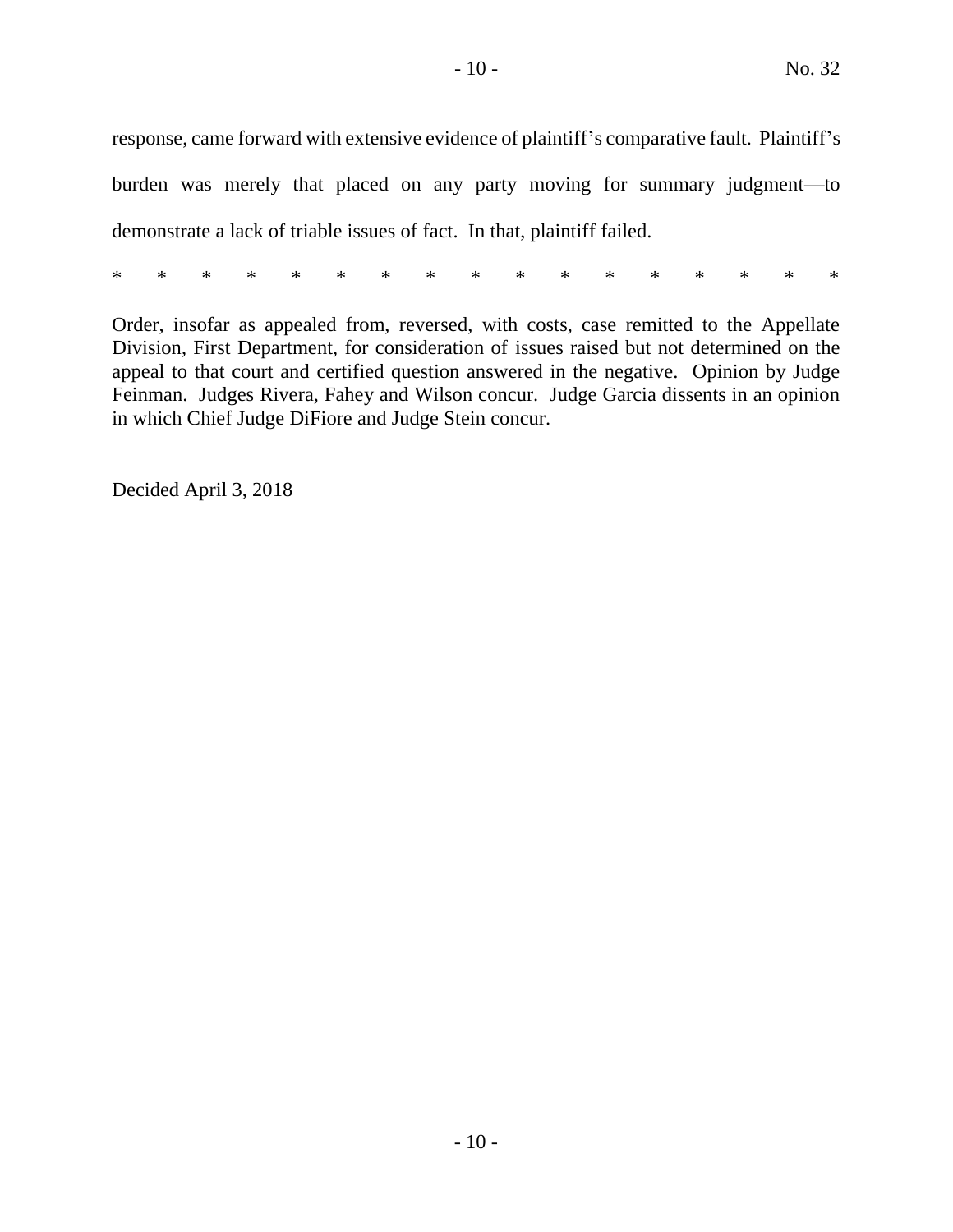response, came forward with extensive evidence of plaintiff's comparative fault. Plaintiff's burden was merely that placed on any party moving for summary judgment—to demonstrate a lack of triable issues of fact. In that, plaintiff failed.

\* \* \* \* \* \* \* \* \* \* \* \* \* \* \* \* \*

Order, insofar as appealed from, reversed, with costs, case remitted to the Appellate Division, First Department, for consideration of issues raised but not determined on the appeal to that court and certified question answered in the negative. Opinion by Judge Feinman. Judges Rivera, Fahey and Wilson concur. Judge Garcia dissents in an opinion in which Chief Judge DiFiore and Judge Stein concur.

Decided April 3, 2018